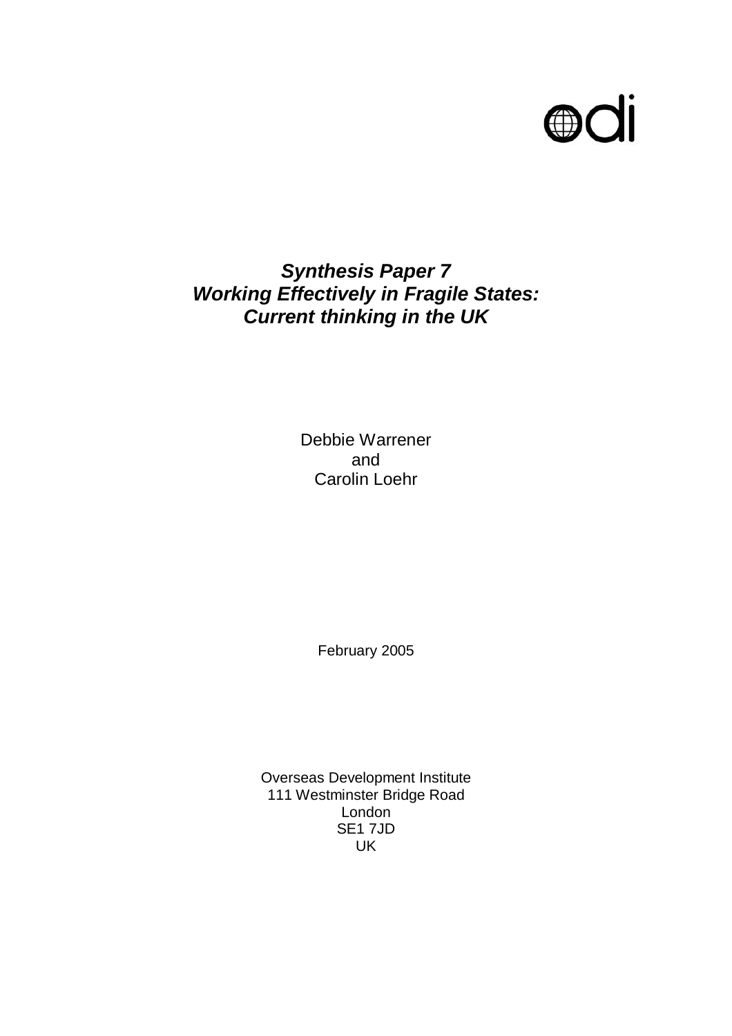odi

# *Synthesis Paper 7*
# *Working Effectively in Fragile States: Current thinking in the UK*

Debbie Warrener
and
Carolin Loehr

February 2005

Overseas Development Institute
111 Westminster Bridge Road
London
SE1 7JD
UK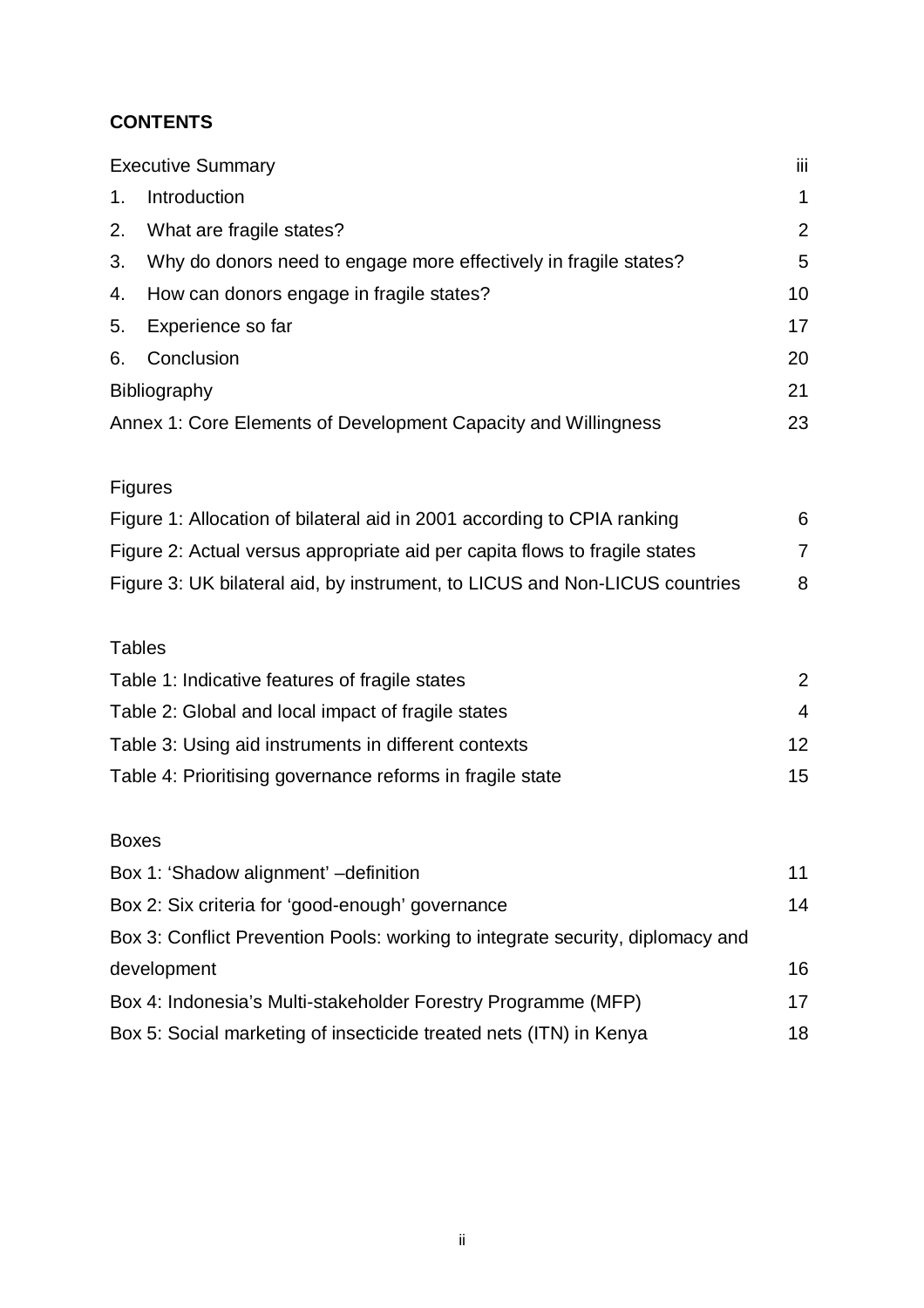**CONTENTS**

| | |
|---|---|
| Executive Summary | iii |
| 1. Introduction | 1 |
| 2. What are fragile states? | 2 |
| 3. Why do donors need to engage more effectively in fragile states? | 5 |
| 4. How can donors engage in fragile states? | 10 |
| 5. Experience so far | 17 |
| 6. Conclusion | 20 |
| Bibliography | 21 |
| Annex 1: Core Elements of Development Capacity and Willingness | 23 |

Figures

| | |
|---|---|
| Figure 1: Allocation of bilateral aid in 2001 according to CPIA ranking | 6 |
| Figure 2: Actual versus appropriate aid per capita flows to fragile states | 7 |
| Figure 3: UK bilateral aid, by instrument, to LICUS and Non-LICUS countries | 8 |

Tables

| | |
|---|---|
| Table 1: Indicative features of fragile states | 2 |
| Table 2: Global and local impact of fragile states | 4 |
| Table 3: Using aid instruments in different contexts | 12 |
| Table 4: Prioritising governance reforms in fragile state | 15 |

Boxes

| | |
|---|---|
| Box 1: 'Shadow alignment' –definition | 11 |
| Box 2: Six criteria for 'good-enough' governance | 14 |
| Box 3: Conflict Prevention Pools: working to integrate security, diplomacy and development | 16 |
| Box 4: Indonesia's Multi-stakeholder Forestry Programme (MFP) | 17 |
| Box 5: Social marketing of insecticide treated nets (ITN) in Kenya | 18 |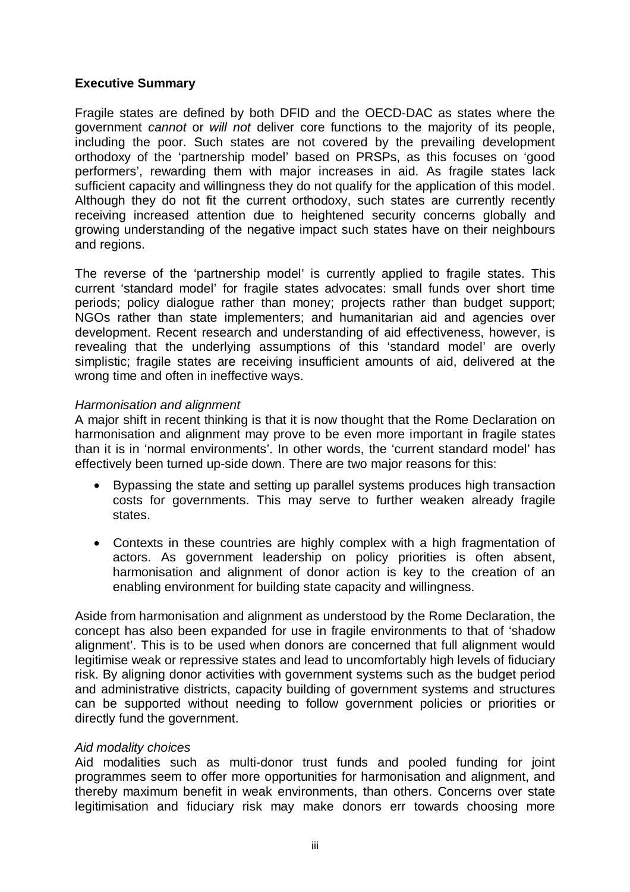**Executive Summary**

Fragile states are defined by both DFID and the OECD-DAC as states where the government *cannot* or *will not* deliver core functions to the majority of its people, including the poor. Such states are not covered by the prevailing development orthodoxy of the 'partnership model' based on PRSPs, as this focuses on 'good performers', rewarding them with major increases in aid. As fragile states lack sufficient capacity and willingness they do not qualify for the application of this model. Although they do not fit the current orthodoxy, such states are currently recently receiving increased attention due to heightened security concerns globally and growing understanding of the negative impact such states have on their neighbours and regions.

The reverse of the 'partnership model' is currently applied to fragile states. This current 'standard model' for fragile states advocates: small funds over short time periods; policy dialogue rather than money; projects rather than budget support; NGOs rather than state implementers; and humanitarian aid and agencies over development. Recent research and understanding of aid effectiveness, however, is revealing that the underlying assumptions of this 'standard model' are overly simplistic; fragile states are receiving insufficient amounts of aid, delivered at the wrong time and often in ineffective ways.

*Harmonisation and alignment*

A major shift in recent thinking is that it is now thought that the Rome Declaration on harmonisation and alignment may prove to be even more important in fragile states than it is in 'normal environments'. In other words, the 'current standard model' has effectively been turned up-side down. There are two major reasons for this:

- Bypassing the state and setting up parallel systems produces high transaction costs for governments. This may serve to further weaken already fragile states.
- Contexts in these countries are highly complex with a high fragmentation of actors. As government leadership on policy priorities is often absent, harmonisation and alignment of donor action is key to the creation of an enabling environment for building state capacity and willingness.

Aside from harmonisation and alignment as understood by the Rome Declaration, the concept has also been expanded for use in fragile environments to that of 'shadow alignment'. This is to be used when donors are concerned that full alignment would legitimise weak or repressive states and lead to uncomfortably high levels of fiduciary risk. By aligning donor activities with government systems such as the budget period and administrative districts, capacity building of government systems and structures can be supported without needing to follow government policies or priorities or directly fund the government.

*Aid modality choices*

Aid modalities such as multi-donor trust funds and pooled funding for joint programmes seem to offer more opportunities for harmonisation and alignment, and thereby maximum benefit in weak environments, than others. Concerns over state legitimisation and fiduciary risk may make donors err towards choosing more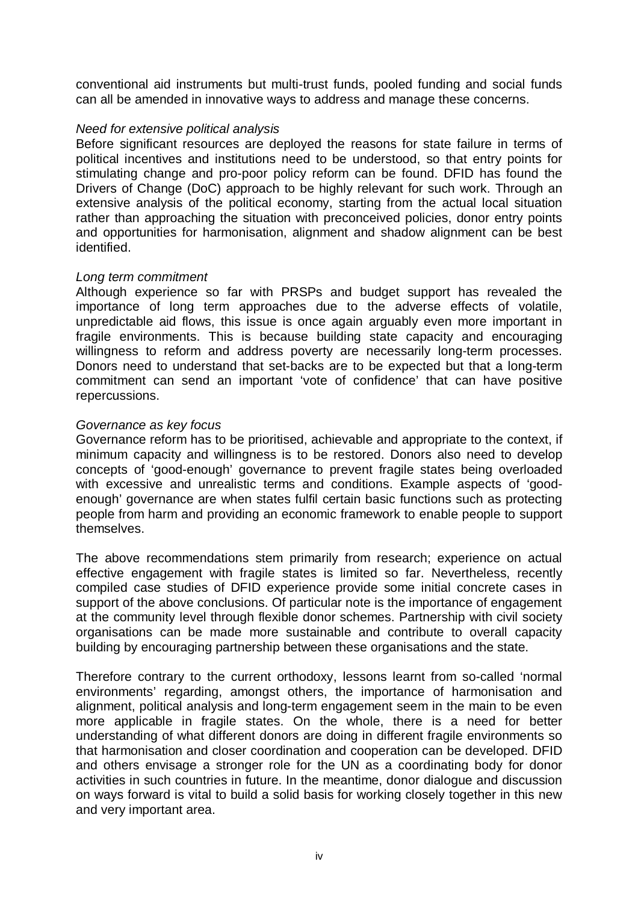conventional aid instruments but multi-trust funds, pooled funding and social funds can all be amended in innovative ways to address and manage these concerns.

*Need for extensive political analysis*

Before significant resources are deployed the reasons for state failure in terms of political incentives and institutions need to be understood, so that entry points for stimulating change and pro-poor policy reform can be found. DFID has found the Drivers of Change (DoC) approach to be highly relevant for such work. Through an extensive analysis of the political economy, starting from the actual local situation rather than approaching the situation with preconceived policies, donor entry points and opportunities for harmonisation, alignment and shadow alignment can be best identified.

*Long term commitment*

Although experience so far with PRSPs and budget support has revealed the importance of long term approaches due to the adverse effects of volatile, unpredictable aid flows, this issue is once again arguably even more important in fragile environments. This is because building state capacity and encouraging willingness to reform and address poverty are necessarily long-term processes. Donors need to understand that set-backs are to be expected but that a long-term commitment can send an important 'vote of confidence' that can have positive repercussions.

*Governance as key focus*

Governance reform has to be prioritised, achievable and appropriate to the context, if minimum capacity and willingness is to be restored. Donors also need to develop concepts of 'good-enough' governance to prevent fragile states being overloaded with excessive and unrealistic terms and conditions. Example aspects of 'good-enough' governance are when states fulfil certain basic functions such as protecting people from harm and providing an economic framework to enable people to support themselves.

The above recommendations stem primarily from research; experience on actual effective engagement with fragile states is limited so far. Nevertheless, recently compiled case studies of DFID experience provide some initial concrete cases in support of the above conclusions. Of particular note is the importance of engagement at the community level through flexible donor schemes. Partnership with civil society organisations can be made more sustainable and contribute to overall capacity building by encouraging partnership between these organisations and the state.

Therefore contrary to the current orthodoxy, lessons learnt from so-called 'normal environments' regarding, amongst others, the importance of harmonisation and alignment, political analysis and long-term engagement seem in the main to be even more applicable in fragile states. On the whole, there is a need for better understanding of what different donors are doing in different fragile environments so that harmonisation and closer coordination and cooperation can be developed. DFID and others envisage a stronger role for the UN as a coordinating body for donor activities in such countries in future. In the meantime, donor dialogue and discussion on ways forward is vital to build a solid basis for working closely together in this new and very important area.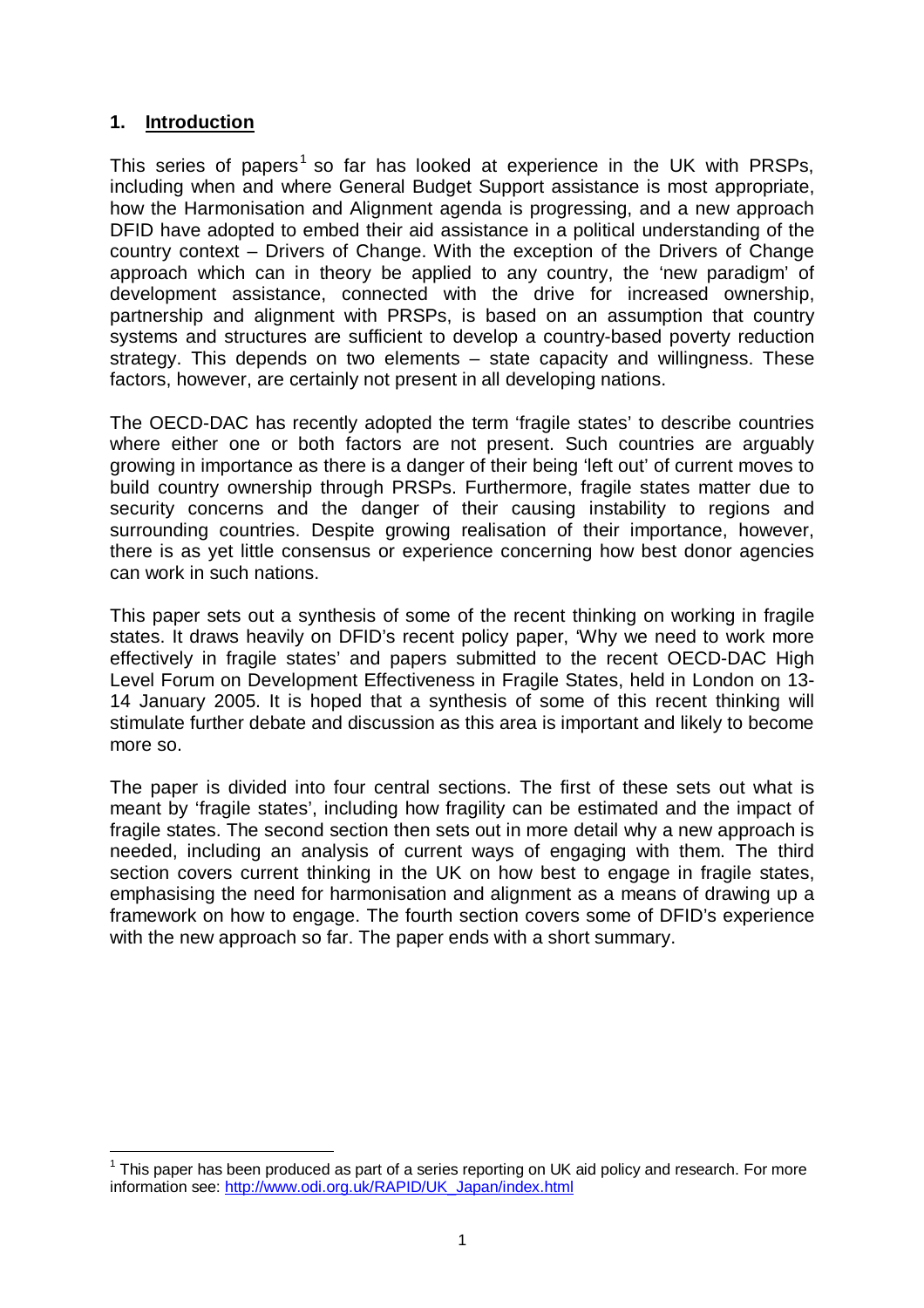## 1. Introduction

This series of papers[1] so far has looked at experience in the UK with PRSPs, including when and where General Budget Support assistance is most appropriate, how the Harmonisation and Alignment agenda is progressing, and a new approach DFID have adopted to embed their aid assistance in a political understanding of the country context – Drivers of Change. With the exception of the Drivers of Change approach which can in theory be applied to any country, the 'new paradigm' of development assistance, connected with the drive for increased ownership, partnership and alignment with PRSPs, is based on an assumption that country systems and structures are sufficient to develop a country-based poverty reduction strategy. This depends on two elements – state capacity and willingness. These factors, however, are certainly not present in all developing nations.

The OECD-DAC has recently adopted the term 'fragile states' to describe countries where either one or both factors are not present. Such countries are arguably growing in importance as there is a danger of their being 'left out' of current moves to build country ownership through PRSPs. Furthermore, fragile states matter due to security concerns and the danger of their causing instability to regions and surrounding countries. Despite growing realisation of their importance, however, there is as yet little consensus or experience concerning how best donor agencies can work in such nations.

This paper sets out a synthesis of some of the recent thinking on working in fragile states. It draws heavily on DFID's recent policy paper, 'Why we need to work more effectively in fragile states' and papers submitted to the recent OECD-DAC High Level Forum on Development Effectiveness in Fragile States, held in London on 13-14 January 2005. It is hoped that a synthesis of some of this recent thinking will stimulate further debate and discussion as this area is important and likely to become more so.

The paper is divided into four central sections. The first of these sets out what is meant by 'fragile states', including how fragility can be estimated and the impact of fragile states. The second section then sets out in more detail why a new approach is needed, including an analysis of current ways of engaging with them. The third section covers current thinking in the UK on how best to engage in fragile states, emphasising the need for harmonisation and alignment as a means of drawing up a framework on how to engage. The fourth section covers some of DFID's experience with the new approach so far. The paper ends with a short summary.

[1] This paper has been produced as part of a series reporting on UK aid policy and research. For more information see: http://www.odi.org.uk/RAPID/UK_Japan/index.html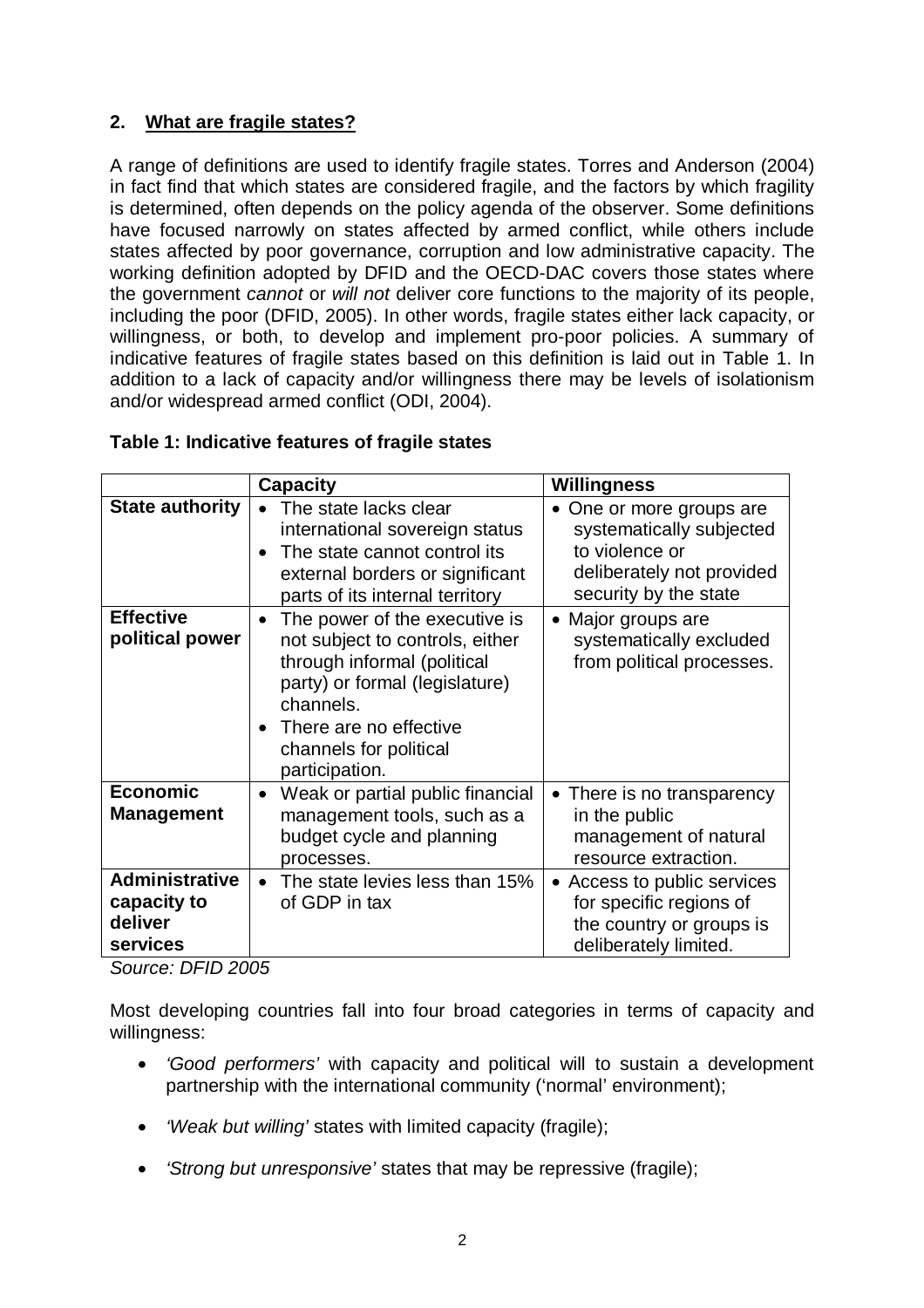## 2. What are fragile states?

A range of definitions are used to identify fragile states. Torres and Anderson (2004) in fact find that which states are considered fragile, and the factors by which fragility is determined, often depends on the policy agenda of the observer. Some definitions have focused narrowly on states affected by armed conflict, while others include states affected by poor governance, corruption and low administrative capacity. The working definition adopted by DFID and the OECD-DAC covers those states where the government *cannot* or *will not* deliver core functions to the majority of its people, including the poor (DFID, 2005). In other words, fragile states either lack capacity, or willingness, or both, to develop and implement pro-poor policies. A summary of indicative features of fragile states based on this definition is laid out in Table 1. In addition to a lack of capacity and/or willingness there may be levels of isolationism and/or widespread armed conflict (ODI, 2004).

**Table 1: Indicative features of fragile states**

| | Capacity | Willingness |
|---|---|---|
| **State authority** | • The state lacks clear international sovereign status<br>• The state cannot control its external borders or significant parts of its internal territory | • One or more groups are systematically subjected to violence or deliberately not provided security by the state |
| **Effective political power** | • The power of the executive is not subject to controls, either through informal (political party) or formal (legislature) channels.<br>• There are no effective channels for political participation. | • Major groups are systematically excluded from political processes. |
| **Economic Management** | • Weak or partial public financial management tools, such as a budget cycle and planning processes. | • There is no transparency in the public management of natural resource extraction. |
| **Administrative capacity to deliver services** | • The state levies less than 15% of GDP in tax | • Access to public services for specific regions of the country or groups is deliberately limited. |

*Source: DFID 2005*

Most developing countries fall into four broad categories in terms of capacity and willingness:

- *'Good performers'* with capacity and political will to sustain a development partnership with the international community ('normal' environment);
- *'Weak but willing'* states with limited capacity (fragile);
- *'Strong but unresponsive'* states that may be repressive (fragile);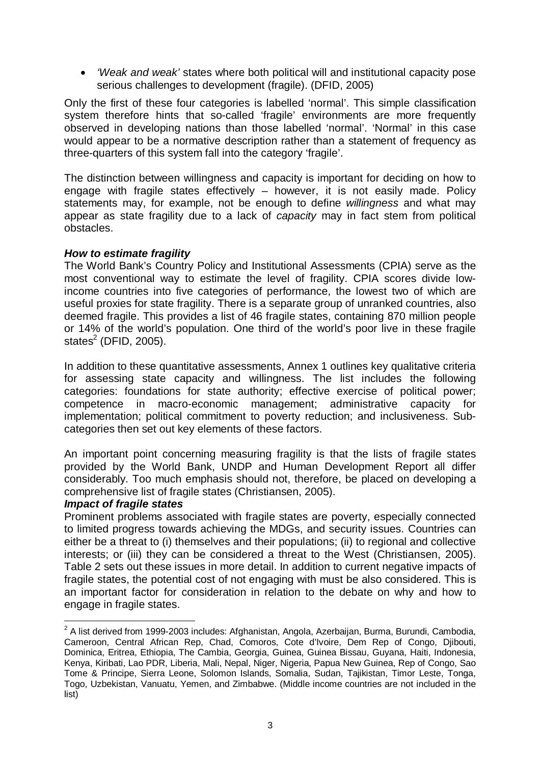- *'Weak and weak'* states where both political will and institutional capacity pose serious challenges to development (fragile). (DFID, 2005)

Only the first of these four categories is labelled 'normal'. This simple classification system therefore hints that so-called 'fragile' environments are more frequently observed in developing nations than those labelled 'normal'. 'Normal' in this case would appear to be a normative description rather than a statement of frequency as three-quarters of this system fall into the category 'fragile'.

The distinction between willingness and capacity is important for deciding on how to engage with fragile states effectively – however, it is not easily made. Policy statements may, for example, not be enough to define *willingness* and what may appear as state fragility due to a lack of *capacity* may in fact stem from political obstacles.

***How to estimate fragility***

The World Bank's Country Policy and Institutional Assessments (CPIA) serve as the most conventional way to estimate the level of fragility. CPIA scores divide low-income countries into five categories of performance, the lowest two of which are useful proxies for state fragility. There is a separate group of unranked countries, also deemed fragile. This provides a list of 46 fragile states, containing 870 million people or 14% of the world's population. One third of the world's poor live in these fragile states[2] (DFID, 2005).

In addition to these quantitative assessments, Annex 1 outlines key qualitative criteria for assessing state capacity and willingness. The list includes the following categories: foundations for state authority; effective exercise of political power; competence in macro-economic management; administrative capacity for implementation; political commitment to poverty reduction; and inclusiveness. Sub-categories then set out key elements of these factors.

An important point concerning measuring fragility is that the lists of fragile states provided by the World Bank, UNDP and Human Development Report all differ considerably. Too much emphasis should not, therefore, be placed on developing a comprehensive list of fragile states (Christiansen, 2005).

***Impact of fragile states***

Prominent problems associated with fragile states are poverty, especially connected to limited progress towards achieving the MDGs, and security issues. Countries can either be a threat to (i) themselves and their populations; (ii) to regional and collective interests; or (iii) they can be considered a threat to the West (Christiansen, 2005). Table 2 sets out these issues in more detail. In addition to current negative impacts of fragile states, the potential cost of not engaging with must be also considered. This is an important factor for consideration in relation to the debate on why and how to engage in fragile states.

---

[2] A list derived from 1999-2003 includes: Afghanistan, Angola, Azerbaijan, Burma, Burundi, Cambodia, Cameroon, Central African Rep, Chad, Comoros, Cote d'Ivoire, Dem Rep of Congo, Djibouti, Dominica, Eritrea, Ethiopia, The Cambia, Georgia, Guinea, Guinea Bissau, Guyana, Haiti, Indonesia, Kenya, Kiribati, Lao PDR, Liberia, Mali, Nepal, Niger, Nigeria, Papua New Guinea, Rep of Congo, Sao Tome & Principe, Sierra Leone, Solomon Islands, Somalia, Sudan, Tajikistan, Timor Leste, Tonga, Togo, Uzbekistan, Vanuatu, Yemen, and Zimbabwe. (Middle income countries are not included in the list)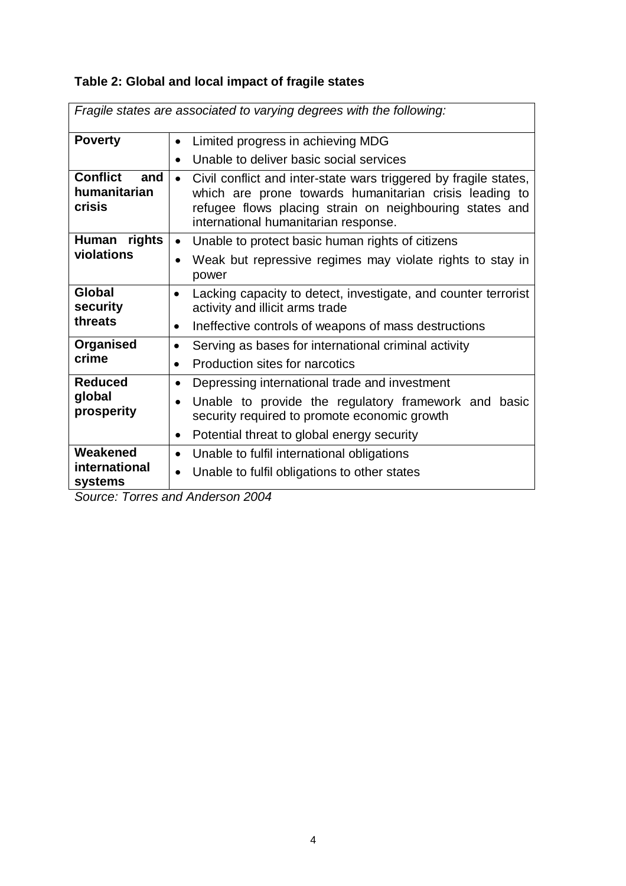**Table 2: Global and local impact of fragile states**

| *Fragile states are associated to varying degrees with the following:* | |
|---|---|
| **Poverty** | • Limited progress in achieving MDG<br>• Unable to deliver basic social services |
| **Conflict and humanitarian crisis** | • Civil conflict and inter-state wars triggered by fragile states, which are prone towards humanitarian crisis leading to refugee flows placing strain on neighbouring states and international humanitarian response. |
| **Human rights violations** | • Unable to protect basic human rights of citizens<br>• Weak but repressive regimes may violate rights to stay in power |
| **Global security threats** | • Lacking capacity to detect, investigate, and counter terrorist activity and illicit arms trade<br>• Ineffective controls of weapons of mass destructions |
| **Organised crime** | • Serving as bases for international criminal activity<br>• Production sites for narcotics |
| **Reduced global prosperity** | • Depressing international trade and investment<br>• Unable to provide the regulatory framework and basic security required to promote economic growth<br>• Potential threat to global energy security |
| **Weakened international systems** | • Unable to fulfil international obligations<br>• Unable to fulfil obligations to other states |

*Source: Torres and Anderson 2004*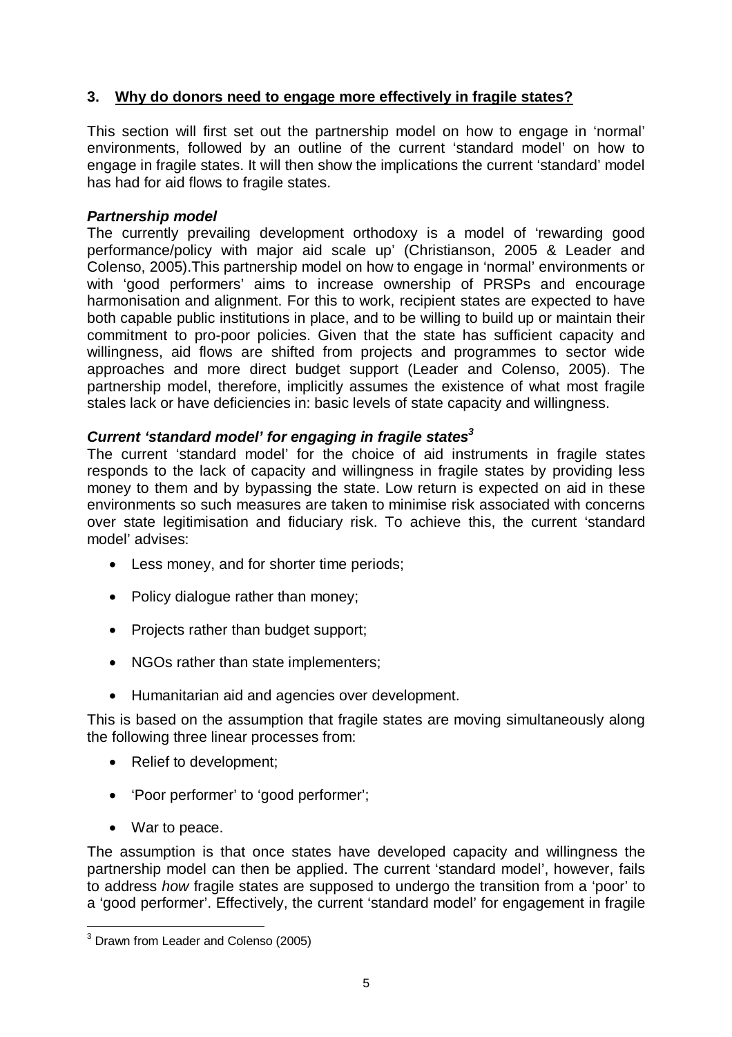## 3. Why do donors need to engage more effectively in fragile states?

This section will first set out the partnership model on how to engage in 'normal' environments, followed by an outline of the current 'standard model' on how to engage in fragile states. It will then show the implications the current 'standard' model has had for aid flows to fragile states.

### *Partnership model*

The currently prevailing development orthodoxy is a model of 'rewarding good performance/policy with major aid scale up' (Christianson, 2005 & Leader and Colenso, 2005).This partnership model on how to engage in 'normal' environments or with 'good performers' aims to increase ownership of PRSPs and encourage harmonisation and alignment. For this to work, recipient states are expected to have both capable public institutions in place, and to be willing to build up or maintain their commitment to pro-poor policies. Given that the state has sufficient capacity and willingness, aid flows are shifted from projects and programmes to sector wide approaches and more direct budget support (Leader and Colenso, 2005). The partnership model, therefore, implicitly assumes the existence of what most fragile stales lack or have deficiencies in: basic levels of state capacity and willingness.

### *Current 'standard model' for engaging in fragile states*[3]

The current 'standard model' for the choice of aid instruments in fragile states responds to the lack of capacity and willingness in fragile states by providing less money to them and by bypassing the state. Low return is expected on aid in these environments so such measures are taken to minimise risk associated with concerns over state legitimisation and fiduciary risk. To achieve this, the current 'standard model' advises:

- Less money, and for shorter time periods;
- Policy dialogue rather than money;
- Projects rather than budget support;
- NGOs rather than state implementers;
- Humanitarian aid and agencies over development.

This is based on the assumption that fragile states are moving simultaneously along the following three linear processes from:

- Relief to development;
- 'Poor performer' to 'good performer';
- War to peace.

The assumption is that once states have developed capacity and willingness the partnership model can then be applied. The current 'standard model', however, fails to address *how* fragile states are supposed to undergo the transition from a 'poor' to a 'good performer'. Effectively, the current 'standard model' for engagement in fragile

---

[3] Drawn from Leader and Colenso (2005)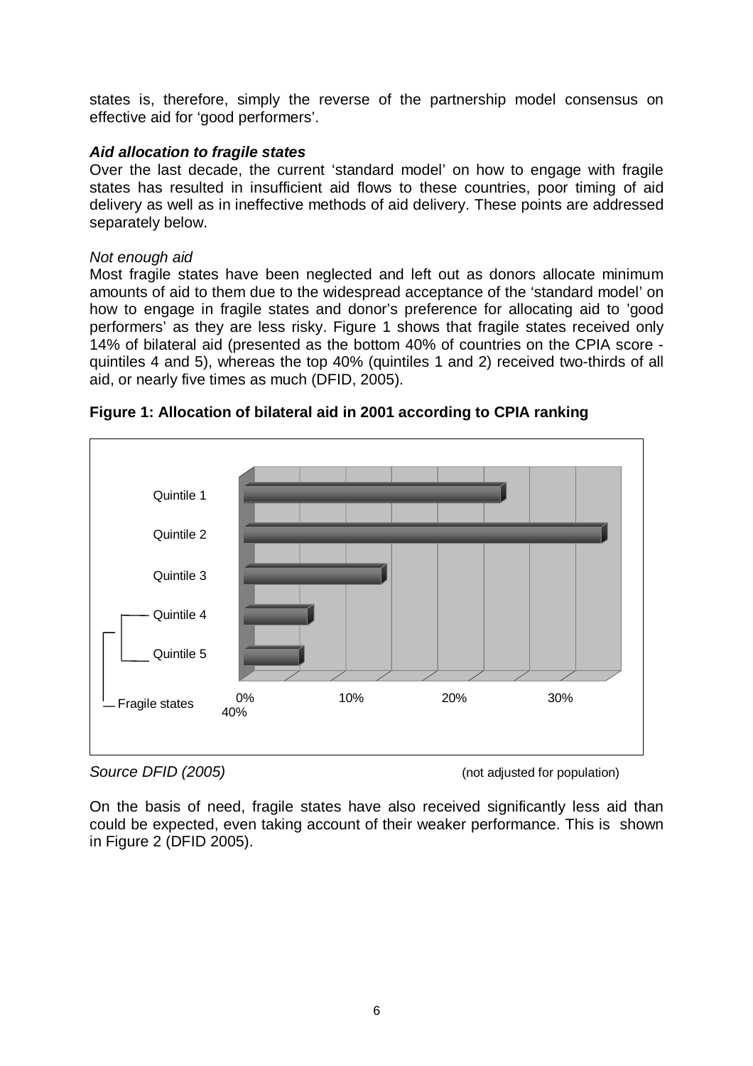states is, therefore, simply the reverse of the partnership model consensus on effective aid for 'good performers'.

***Aid allocation to fragile states***

Over the last decade, the current 'standard model' on how to engage with fragile states has resulted in insufficient aid flows to these countries, poor timing of aid delivery as well as in ineffective methods of aid delivery. These points are addressed separately below.

*Not enough aid*

Most fragile states have been neglected and left out as donors allocate minimum amounts of aid to them due to the widespread acceptance of the 'standard model' on how to engage in fragile states and donor's preference for allocating aid to 'good performers' as they are less risky. Figure 1 shows that fragile states received only 14% of bilateral aid (presented as the bottom 40% of countries on the CPIA score - quintiles 4 and 5), whereas the top 40% (quintiles 1 and 2) received two-thirds of all aid, or nearly five times as much (DFID, 2005).

**Figure 1: Allocation of bilateral aid in 2001 according to CPIA ranking**

Quintile 1
Quintile 2
Quintile 3
Quintile 4
Quintile 5
Fragile states

0% 10% 20% 30% 40%

*Source DFID (2005)* (not adjusted for population)

On the basis of need, fragile states have also received significantly less aid than could be expected, even taking account of their weaker performance. This is shown in Figure 2 (DFID 2005).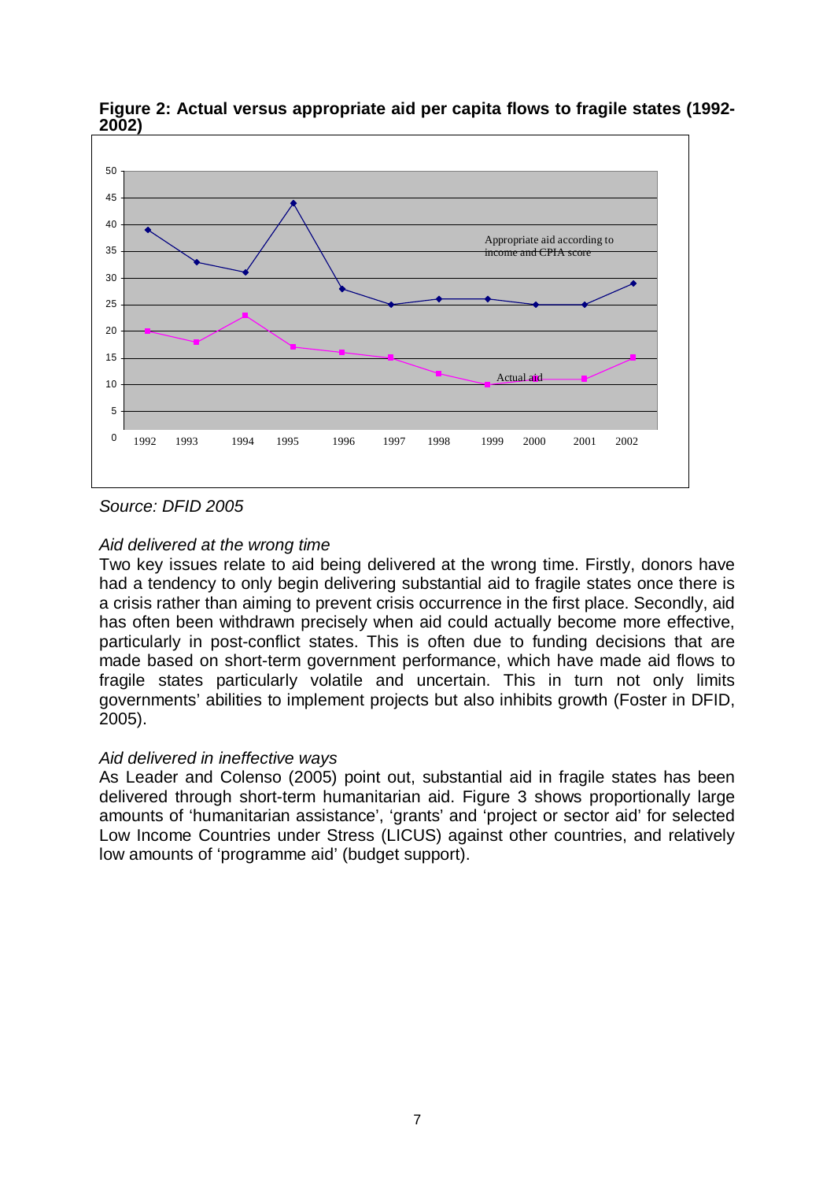**Figure 2: Actual versus appropriate aid per capita flows to fragile states (1992-2002)**

*Source: DFID 2005*

*Aid delivered at the wrong time*

Two key issues relate to aid being delivered at the wrong time. Firstly, donors have had a tendency to only begin delivering substantial aid to fragile states once there is a crisis rather than aiming to prevent crisis occurrence in the first place. Secondly, aid has often been withdrawn precisely when aid could actually become more effective, particularly in post-conflict states. This is often due to funding decisions that are made based on short-term government performance, which have made aid flows to fragile states particularly volatile and uncertain. This in turn not only limits governments' abilities to implement projects but also inhibits growth (Foster in DFID, 2005).

*Aid delivered in ineffective ways*

As Leader and Colenso (2005) point out, substantial aid in fragile states has been delivered through short-term humanitarian aid. Figure 3 shows proportionally large amounts of 'humanitarian assistance', 'grants' and 'project or sector aid' for selected Low Income Countries under Stress (LICUS) against other countries, and relatively low amounts of 'programme aid' (budget support).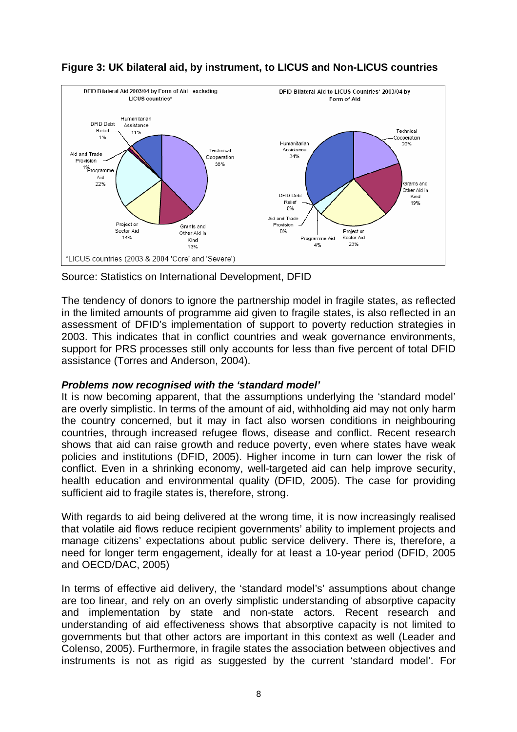**Figure 3: UK bilateral aid, by instrument, to LICUS and Non-LICUS countries**

Source: Statistics on International Development, DFID

The tendency of donors to ignore the partnership model in fragile states, as reflected in the limited amounts of programme aid given to fragile states, is also reflected in an assessment of DFID's implementation of support to poverty reduction strategies in 2003. This indicates that in conflict countries and weak governance environments, support for PRS processes still only accounts for less than five percent of total DFID assistance (Torres and Anderson, 2004).

***Problems now recognised with the 'standard model'***

It is now becoming apparent, that the assumptions underlying the 'standard model' are overly simplistic. In terms of the amount of aid, withholding aid may not only harm the country concerned, but it may in fact also worsen conditions in neighbouring countries, through increased refugee flows, disease and conflict. Recent research shows that aid can raise growth and reduce poverty, even where states have weak policies and institutions (DFID, 2005). Higher income in turn can lower the risk of conflict. Even in a shrinking economy, well-targeted aid can help improve security, health education and environmental quality (DFID, 2005). The case for providing sufficient aid to fragile states is, therefore, strong.

With regards to aid being delivered at the wrong time, it is now increasingly realised that volatile aid flows reduce recipient governments' ability to implement projects and manage citizens' expectations about public service delivery. There is, therefore, a need for longer term engagement, ideally for at least a 10-year period (DFID, 2005 and OECD/DAC, 2005)

In terms of effective aid delivery, the 'standard model's' assumptions about change are too linear, and rely on an overly simplistic understanding of absorptive capacity and implementation by state and non-state actors. Recent research and understanding of aid effectiveness shows that absorptive capacity is not limited to governments but that other actors are important in this context as well (Leader and Colenso, 2005). Furthermore, in fragile states the association between objectives and instruments is not as rigid as suggested by the current 'standard model'. For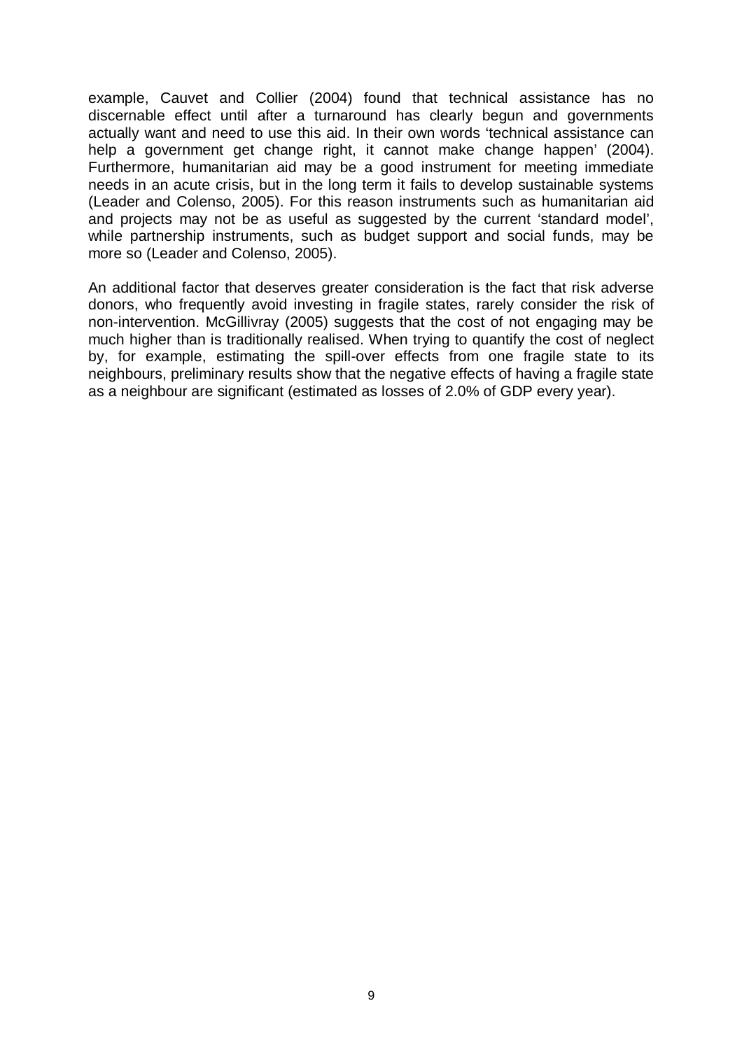example, Cauvet and Collier (2004) found that technical assistance has no discernable effect until after a turnaround has clearly begun and governments actually want and need to use this aid. In their own words 'technical assistance can help a government get change right, it cannot make change happen' (2004). Furthermore, humanitarian aid may be a good instrument for meeting immediate needs in an acute crisis, but in the long term it fails to develop sustainable systems (Leader and Colenso, 2005). For this reason instruments such as humanitarian aid and projects may not be as useful as suggested by the current 'standard model', while partnership instruments, such as budget support and social funds, may be more so (Leader and Colenso, 2005).

An additional factor that deserves greater consideration is the fact that risk adverse donors, who frequently avoid investing in fragile states, rarely consider the risk of non-intervention. McGillivray (2005) suggests that the cost of not engaging may be much higher than is traditionally realised. When trying to quantify the cost of neglect by, for example, estimating the spill-over effects from one fragile state to its neighbours, preliminary results show that the negative effects of having a fragile state as a neighbour are significant (estimated as losses of 2.0% of GDP every year).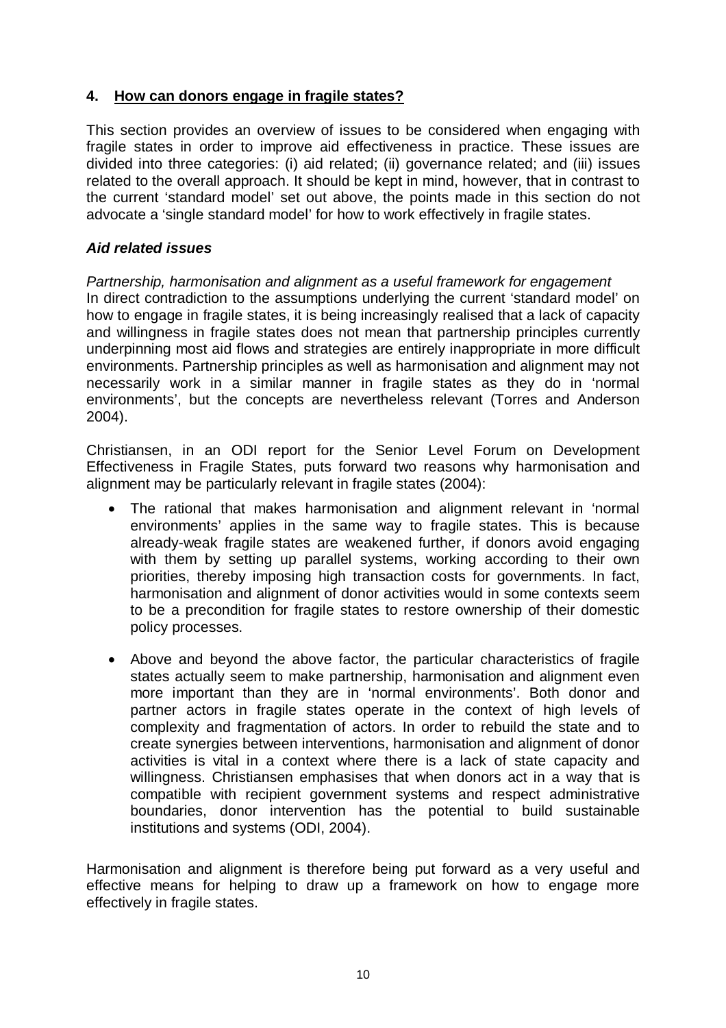## 4. How can donors engage in fragile states?

This section provides an overview of issues to be considered when engaging with fragile states in order to improve aid effectiveness in practice. These issues are divided into three categories: (i) aid related; (ii) governance related; and (iii) issues related to the overall approach. It should be kept in mind, however, that in contrast to the current 'standard model' set out above, the points made in this section do not advocate a 'single standard model' for how to work effectively in fragile states.

### *Aid related issues*

*Partnership, harmonisation and alignment as a useful framework for engagement*

In direct contradiction to the assumptions underlying the current 'standard model' on how to engage in fragile states, it is being increasingly realised that a lack of capacity and willingness in fragile states does not mean that partnership principles currently underpinning most aid flows and strategies are entirely inappropriate in more difficult environments. Partnership principles as well as harmonisation and alignment may not necessarily work in a similar manner in fragile states as they do in 'normal environments', but the concepts are nevertheless relevant (Torres and Anderson 2004).

Christiansen, in an ODI report for the Senior Level Forum on Development Effectiveness in Fragile States, puts forward two reasons why harmonisation and alignment may be particularly relevant in fragile states (2004):

- The rational that makes harmonisation and alignment relevant in 'normal environments' applies in the same way to fragile states. This is because already-weak fragile states are weakened further, if donors avoid engaging with them by setting up parallel systems, working according to their own priorities, thereby imposing high transaction costs for governments. In fact, harmonisation and alignment of donor activities would in some contexts seem to be a precondition for fragile states to restore ownership of their domestic policy processes.

- Above and beyond the above factor, the particular characteristics of fragile states actually seem to make partnership, harmonisation and alignment even more important than they are in 'normal environments'. Both donor and partner actors in fragile states operate in the context of high levels of complexity and fragmentation of actors. In order to rebuild the state and to create synergies between interventions, harmonisation and alignment of donor activities is vital in a context where there is a lack of state capacity and willingness. Christiansen emphasises that when donors act in a way that is compatible with recipient government systems and respect administrative boundaries, donor intervention has the potential to build sustainable institutions and systems (ODI, 2004).

Harmonisation and alignment is therefore being put forward as a very useful and effective means for helping to draw up a framework on how to engage more effectively in fragile states.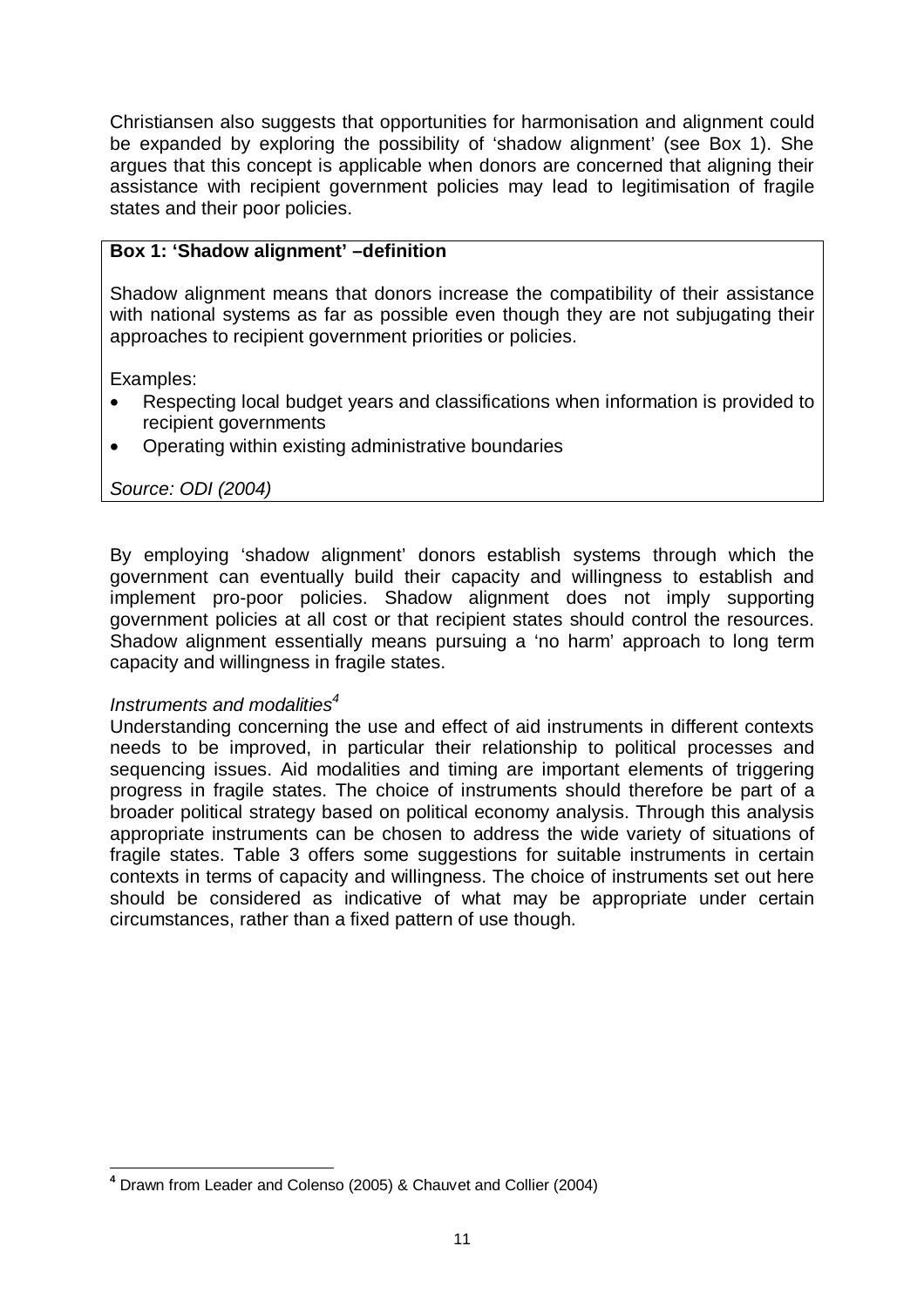Christiansen also suggests that opportunities for harmonisation and alignment could be expanded by exploring the possibility of 'shadow alignment' (see Box 1). She argues that this concept is applicable when donors are concerned that aligning their assistance with recipient government policies may lead to legitimisation of fragile states and their poor policies.

**Box 1: 'Shadow alignment' –definition**

Shadow alignment means that donors increase the compatibility of their assistance with national systems as far as possible even though they are not subjugating their approaches to recipient government priorities or policies.

Examples:

- Respecting local budget years and classifications when information is provided to recipient governments
- Operating within existing administrative boundaries

*Source: ODI (2004)*

By employing 'shadow alignment' donors establish systems through which the government can eventually build their capacity and willingness to establish and implement pro-poor policies. Shadow alignment does not imply supporting government policies at all cost or that recipient states should control the resources. Shadow alignment essentially means pursuing a 'no harm' approach to long term capacity and willingness in fragile states.

*Instruments and modalities*[4]

Understanding concerning the use and effect of aid instruments in different contexts needs to be improved, in particular their relationship to political processes and sequencing issues. Aid modalities and timing are important elements of triggering progress in fragile states. The choice of instruments should therefore be part of a broader political strategy based on political economy analysis. Through this analysis appropriate instruments can be chosen to address the wide variety of situations of fragile states. Table 3 offers some suggestions for suitable instruments in certain contexts in terms of capacity and willingness. The choice of instruments set out here should be considered as indicative of what may be appropriate under certain circumstances, rather than a fixed pattern of use though.

[4] Drawn from Leader and Colenso (2005) & Chauvet and Collier (2004)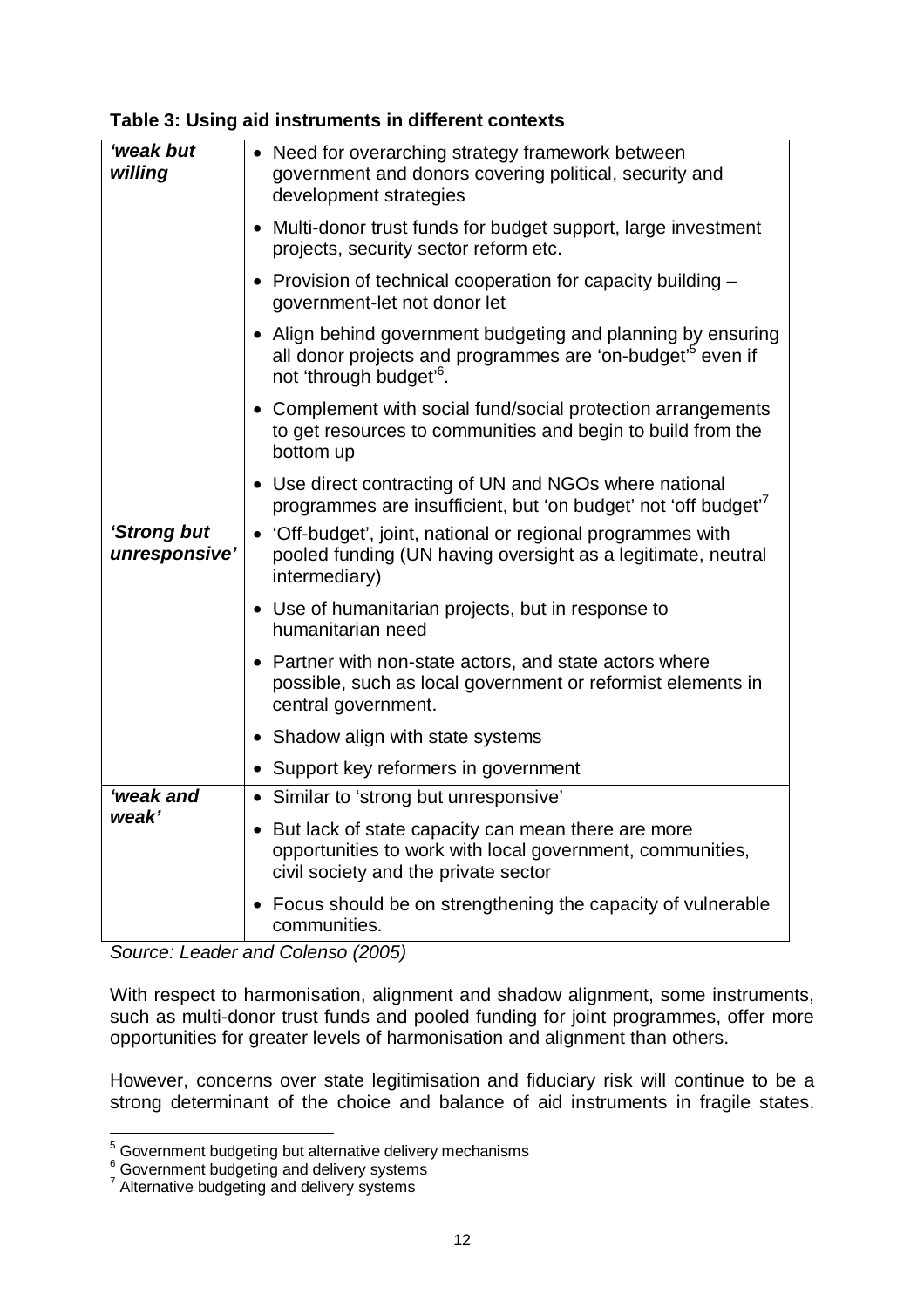**Table 3: Using aid instruments in different contexts**

| | |
|---|---|
| *'weak but willing* | • Need for overarching strategy framework between government and donors covering political, security and development strategies |
| | • Multi-donor trust funds for budget support, large investment projects, security sector reform etc. |
| | • Provision of technical cooperation for capacity building – government-let not donor let |
| | • Align behind government budgeting and planning by ensuring all donor projects and programmes are 'on-budget'[5] even if not 'through budget'[6]. |
| | • Complement with social fund/social protection arrangements to get resources to communities and begin to build from the bottom up |
| | • Use direct contracting of UN and NGOs where national programmes are insufficient, but 'on budget' not 'off budget'[7] |
| *'Strong but unresponsive'* | • 'Off-budget', joint, national or regional programmes with pooled funding (UN having oversight as a legitimate, neutral intermediary) |
| | • Use of humanitarian projects, but in response to humanitarian need |
| | • Partner with non-state actors, and state actors where possible, such as local government or reformist elements in central government. |
| | • Shadow align with state systems |
| | • Support key reformers in government |
| *'weak and weak'* | • Similar to 'strong but unresponsive' |
| | • But lack of state capacity can mean there are more opportunities to work with local government, communities, civil society and the private sector |
| | • Focus should be on strengthening the capacity of vulnerable communities. |

*Source: Leader and Colenso (2005)*

With respect to harmonisation, alignment and shadow alignment, some instruments, such as multi-donor trust funds and pooled funding for joint programmes, offer more opportunities for greater levels of harmonisation and alignment than others.

However, concerns over state legitimisation and fiduciary risk will continue to be a strong determinant of the choice and balance of aid instruments in fragile states.

[5] Government budgeting but alternative delivery mechanisms

[6] Government budgeting and delivery systems

[7] Alternative budgeting and delivery systems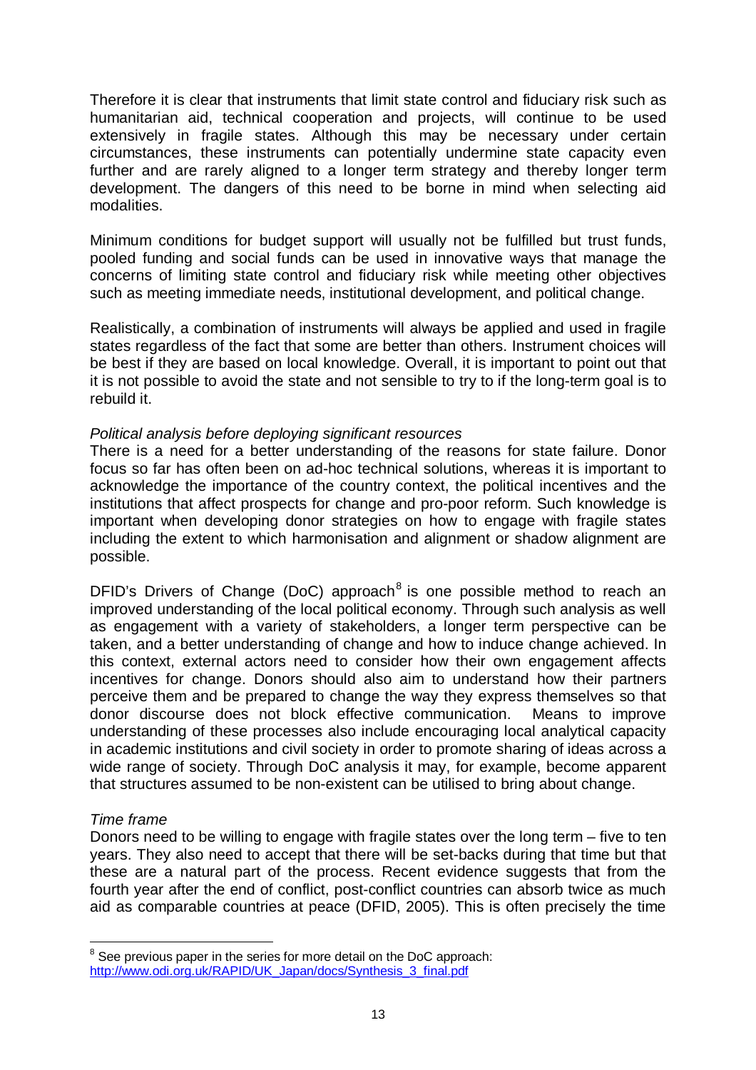Therefore it is clear that instruments that limit state control and fiduciary risk such as humanitarian aid, technical cooperation and projects, will continue to be used extensively in fragile states. Although this may be necessary under certain circumstances, these instruments can potentially undermine state capacity even further and are rarely aligned to a longer term strategy and thereby longer term development. The dangers of this need to be borne in mind when selecting aid modalities.

Minimum conditions for budget support will usually not be fulfilled but trust funds, pooled funding and social funds can be used in innovative ways that manage the concerns of limiting state control and fiduciary risk while meeting other objectives such as meeting immediate needs, institutional development, and political change.

Realistically, a combination of instruments will always be applied and used in fragile states regardless of the fact that some are better than others. Instrument choices will be best if they are based on local knowledge. Overall, it is important to point out that it is not possible to avoid the state and not sensible to try to if the long-term goal is to rebuild it.

*Political analysis before deploying significant resources*

There is a need for a better understanding of the reasons for state failure. Donor focus so far has often been on ad-hoc technical solutions, whereas it is important to acknowledge the importance of the country context, the political incentives and the institutions that affect prospects for change and pro-poor reform. Such knowledge is important when developing donor strategies on how to engage with fragile states including the extent to which harmonisation and alignment or shadow alignment are possible.

DFID's Drivers of Change (DoC) approach[8] is one possible method to reach an improved understanding of the local political economy. Through such analysis as well as engagement with a variety of stakeholders, a longer term perspective can be taken, and a better understanding of change and how to induce change achieved. In this context, external actors need to consider how their own engagement affects incentives for change. Donors should also aim to understand how their partners perceive them and be prepared to change the way they express themselves so that donor discourse does not block effective communication. Means to improve understanding of these processes also include encouraging local analytical capacity in academic institutions and civil society in order to promote sharing of ideas across a wide range of society. Through DoC analysis it may, for example, become apparent that structures assumed to be non-existent can be utilised to bring about change.

*Time frame*

Donors need to be willing to engage with fragile states over the long term – five to ten years. They also need to accept that there will be set-backs during that time but that these are a natural part of the process. Recent evidence suggests that from the fourth year after the end of conflict, post-conflict countries can absorb twice as much aid as comparable countries at peace (DFID, 2005). This is often precisely the time

[8] See previous paper in the series for more detail on the DoC approach: http://www.odi.org.uk/RAPID/UK_Japan/docs/Synthesis_3_final.pdf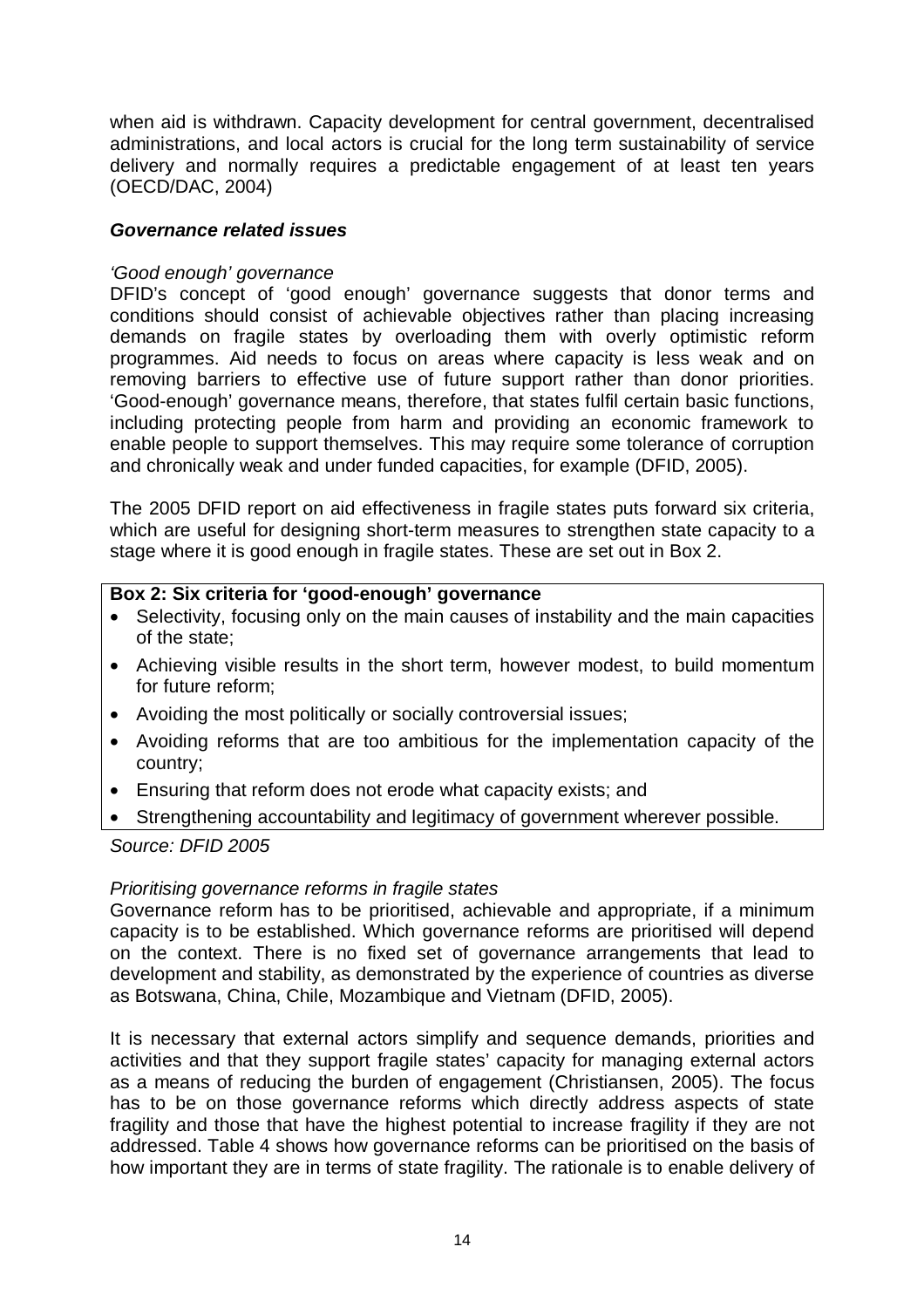when aid is withdrawn. Capacity development for central government, decentralised administrations, and local actors is crucial for the long term sustainability of service delivery and normally requires a predictable engagement of at least ten years (OECD/DAC, 2004)

### *Governance related issues*

*'Good enough' governance*

DFID's concept of 'good enough' governance suggests that donor terms and conditions should consist of achievable objectives rather than placing increasing demands on fragile states by overloading them with overly optimistic reform programmes. Aid needs to focus on areas where capacity is less weak and on removing barriers to effective use of future support rather than donor priorities. 'Good-enough' governance means, therefore, that states fulfil certain basic functions, including protecting people from harm and providing an economic framework to enable people to support themselves. This may require some tolerance of corruption and chronically weak and under funded capacities, for example (DFID, 2005).

The 2005 DFID report on aid effectiveness in fragile states puts forward six criteria, which are useful for designing short-term measures to strengthen state capacity to a stage where it is good enough in fragile states. These are set out in Box 2.

**Box 2: Six criteria for 'good-enough' governance**

- Selectivity, focusing only on the main causes of instability and the main capacities of the state;
- Achieving visible results in the short term, however modest, to build momentum for future reform;
- Avoiding the most politically or socially controversial issues;
- Avoiding reforms that are too ambitious for the implementation capacity of the country;
- Ensuring that reform does not erode what capacity exists; and
- Strengthening accountability and legitimacy of government wherever possible.

*Source: DFID 2005*

*Prioritising governance reforms in fragile states*

Governance reform has to be prioritised, achievable and appropriate, if a minimum capacity is to be established. Which governance reforms are prioritised will depend on the context. There is no fixed set of governance arrangements that lead to development and stability, as demonstrated by the experience of countries as diverse as Botswana, China, Chile, Mozambique and Vietnam (DFID, 2005).

It is necessary that external actors simplify and sequence demands, priorities and activities and that they support fragile states' capacity for managing external actors as a means of reducing the burden of engagement (Christiansen, 2005). The focus has to be on those governance reforms which directly address aspects of state fragility and those that have the highest potential to increase fragility if they are not addressed. Table 4 shows how governance reforms can be prioritised on the basis of how important they are in terms of state fragility. The rationale is to enable delivery of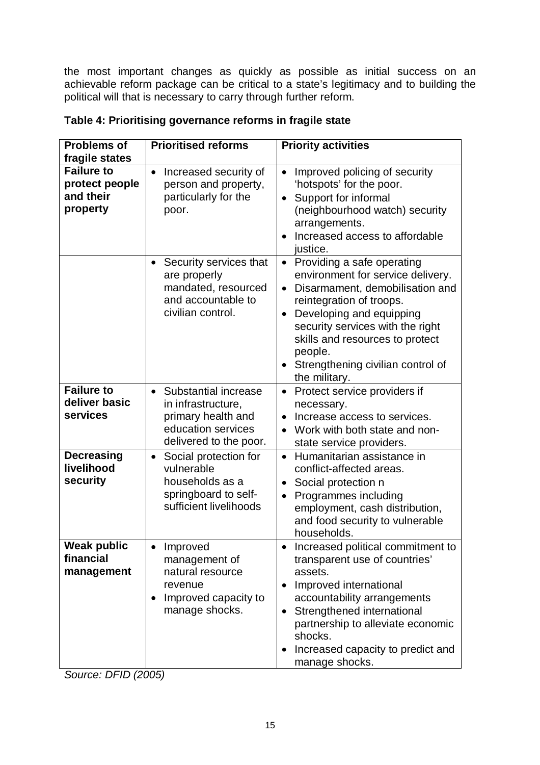the most important changes as quickly as possible as initial success on an achievable reform package can be critical to a state's legitimacy and to building the political will that is necessary to carry through further reform.

**Table 4: Prioritising governance reforms in fragile state**

| Problems of fragile states | Prioritised reforms | Priority activities |
|---|---|---|
| **Failure to protect people and their property** | • Increased security of person and property, particularly for the poor. | • Improved policing of security 'hotspots' for the poor.<br>• Support for informal (neighbourhood watch) security arrangements.<br>• Increased access to affordable justice. |
| | • Security services that are properly mandated, resourced and accountable to civilian control. | • Providing a safe operating environment for service delivery.<br>• Disarmament, demobilisation and reintegration of troops.<br>• Developing and equipping security services with the right skills and resources to protect people.<br>• Strengthening civilian control of the military. |
| **Failure to deliver basic services** | • Substantial increase in infrastructure, primary health and education services delivered to the poor. | • Protect service providers if necessary.<br>• Increase access to services.<br>• Work with both state and non-state service providers. |
| **Decreasing livelihood security** | • Social protection for vulnerable households as a springboard to self-sufficient livelihoods | • Humanitarian assistance in conflict-affected areas.<br>• Social protection n<br>• Programmes including employment, cash distribution, and food security to vulnerable households. |
| **Weak public financial management** | • Improved management of natural resource revenue<br>• Improved capacity to manage shocks. | • Increased political commitment to transparent use of countries' assets.<br>• Improved international accountability arrangements<br>• Strengthened international partnership to alleviate economic shocks.<br>• Increased capacity to predict and manage shocks. |

*Source: DFID (2005)*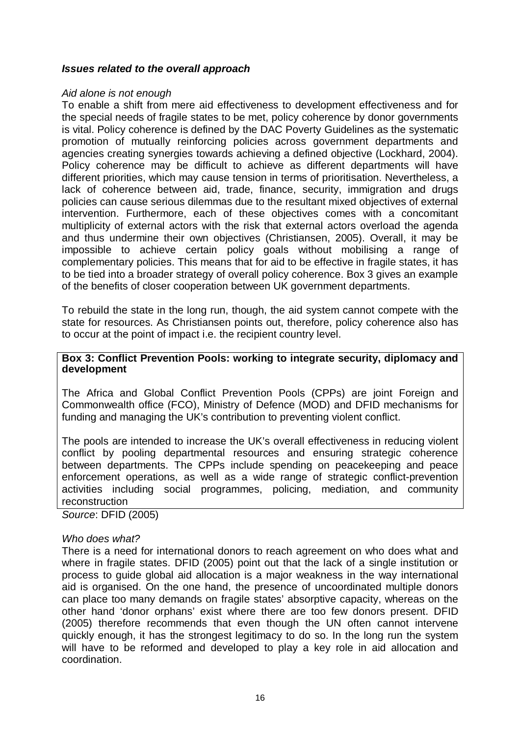### *Issues related to the overall approach*

*Aid alone is not enough*

To enable a shift from mere aid effectiveness to development effectiveness and for the special needs of fragile states to be met, policy coherence by donor governments is vital. Policy coherence is defined by the DAC Poverty Guidelines as the systematic promotion of mutually reinforcing policies across government departments and agencies creating synergies towards achieving a defined objective (Lockhard, 2004). Policy coherence may be difficult to achieve as different departments will have different priorities, which may cause tension in terms of prioritisation. Nevertheless, a lack of coherence between aid, trade, finance, security, immigration and drugs policies can cause serious dilemmas due to the resultant mixed objectives of external intervention. Furthermore, each of these objectives comes with a concomitant multiplicity of external actors with the risk that external actors overload the agenda and thus undermine their own objectives (Christiansen, 2005). Overall, it may be impossible to achieve certain policy goals without mobilising a range of complementary policies. This means that for aid to be effective in fragile states, it has to be tied into a broader strategy of overall policy coherence. Box 3 gives an example of the benefits of closer cooperation between UK government departments.

To rebuild the state in the long run, though, the aid system cannot compete with the state for resources. As Christiansen points out, therefore, policy coherence also has to occur at the point of impact i.e. the recipient country level.

**Box 3: Conflict Prevention Pools: working to integrate security, diplomacy and development**

The Africa and Global Conflict Prevention Pools (CPPs) are joint Foreign and Commonwealth office (FCO), Ministry of Defence (MOD) and DFID mechanisms for funding and managing the UK's contribution to preventing violent conflict.

The pools are intended to increase the UK's overall effectiveness in reducing violent conflict by pooling departmental resources and ensuring strategic coherence between departments. The CPPs include spending on peacekeeping and peace enforcement operations, as well as a wide range of strategic conflict-prevention activities including social programmes, policing, mediation, and community reconstruction

*Source*: DFID (2005)

*Who does what?*

There is a need for international donors to reach agreement on who does what and where in fragile states. DFID (2005) point out that the lack of a single institution or process to guide global aid allocation is a major weakness in the way international aid is organised. On the one hand, the presence of uncoordinated multiple donors can place too many demands on fragile states' absorptive capacity, whereas on the other hand 'donor orphans' exist where there are too few donors present. DFID (2005) therefore recommends that even though the UN often cannot intervene quickly enough, it has the strongest legitimacy to do so. In the long run the system will have to be reformed and developed to play a key role in aid allocation and coordination.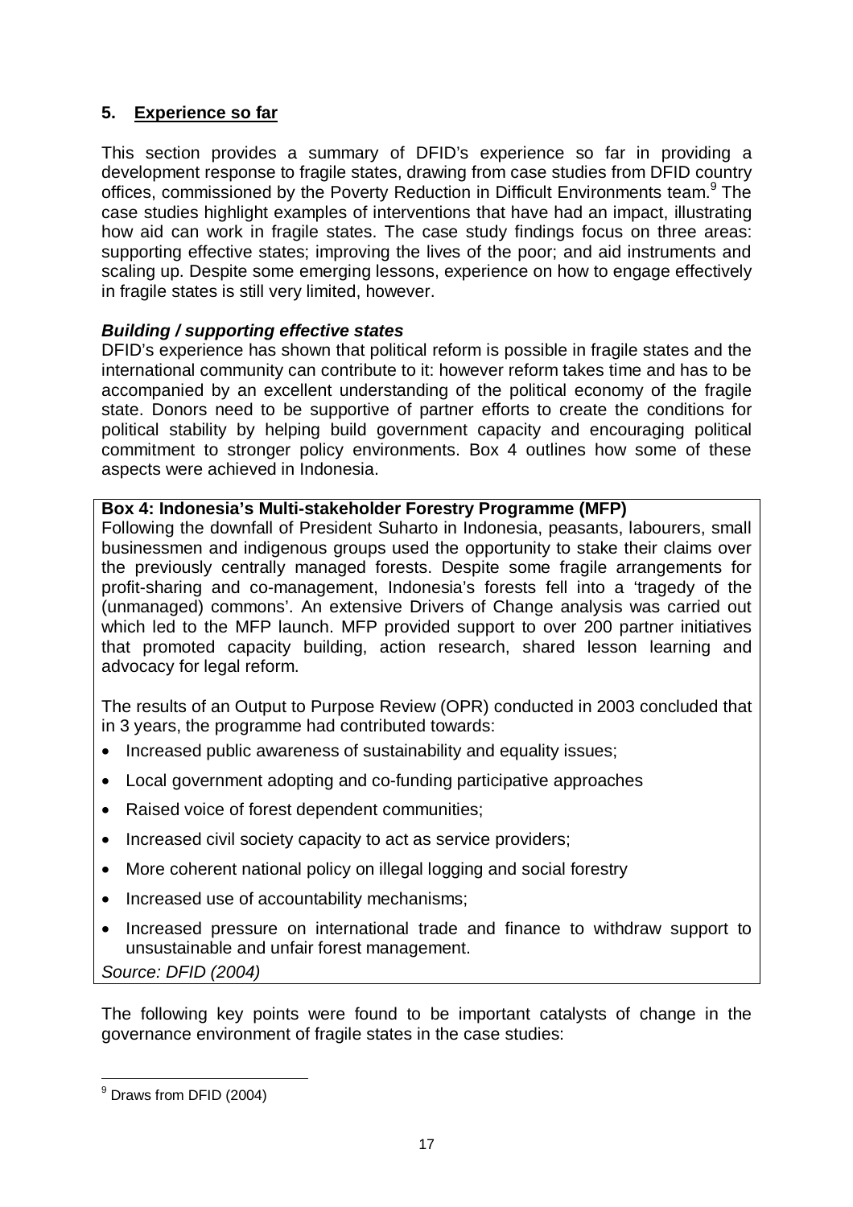## 5. Experience so far

This section provides a summary of DFID's experience so far in providing a development response to fragile states, drawing from case studies from DFID country offices, commissioned by the Poverty Reduction in Difficult Environments team.[9] The case studies highlight examples of interventions that have had an impact, illustrating how aid can work in fragile states. The case study findings focus on three areas: supporting effective states; improving the lives of the poor; and aid instruments and scaling up. Despite some emerging lessons, experience on how to engage effectively in fragile states is still very limited, however.

### *Building / supporting effective states*

DFID's experience has shown that political reform is possible in fragile states and the international community can contribute to it: however reform takes time and has to be accompanied by an excellent understanding of the political economy of the fragile state. Donors need to be supportive of partner efforts to create the conditions for political stability by helping build government capacity and encouraging political commitment to stronger policy environments. Box 4 outlines how some of these aspects were achieved in Indonesia.

**Box 4: Indonesia's Multi-stakeholder Forestry Programme (MFP)**

Following the downfall of President Suharto in Indonesia, peasants, labourers, small businessmen and indigenous groups used the opportunity to stake their claims over the previously centrally managed forests. Despite some fragile arrangements for profit-sharing and co-management, Indonesia's forests fell into a 'tragedy of the (unmanaged) commons'. An extensive Drivers of Change analysis was carried out which led to the MFP launch. MFP provided support to over 200 partner initiatives that promoted capacity building, action research, shared lesson learning and advocacy for legal reform.

The results of an Output to Purpose Review (OPR) conducted in 2003 concluded that in 3 years, the programme had contributed towards:

- Increased public awareness of sustainability and equality issues;
- Local government adopting and co-funding participative approaches
- Raised voice of forest dependent communities;
- Increased civil society capacity to act as service providers;
- More coherent national policy on illegal logging and social forestry
- Increased use of accountability mechanisms;
- Increased pressure on international trade and finance to withdraw support to unsustainable and unfair forest management.

*Source: DFID (2004)*

The following key points were found to be important catalysts of change in the governance environment of fragile states in the case studies:

---

[9] Draws from DFID (2004)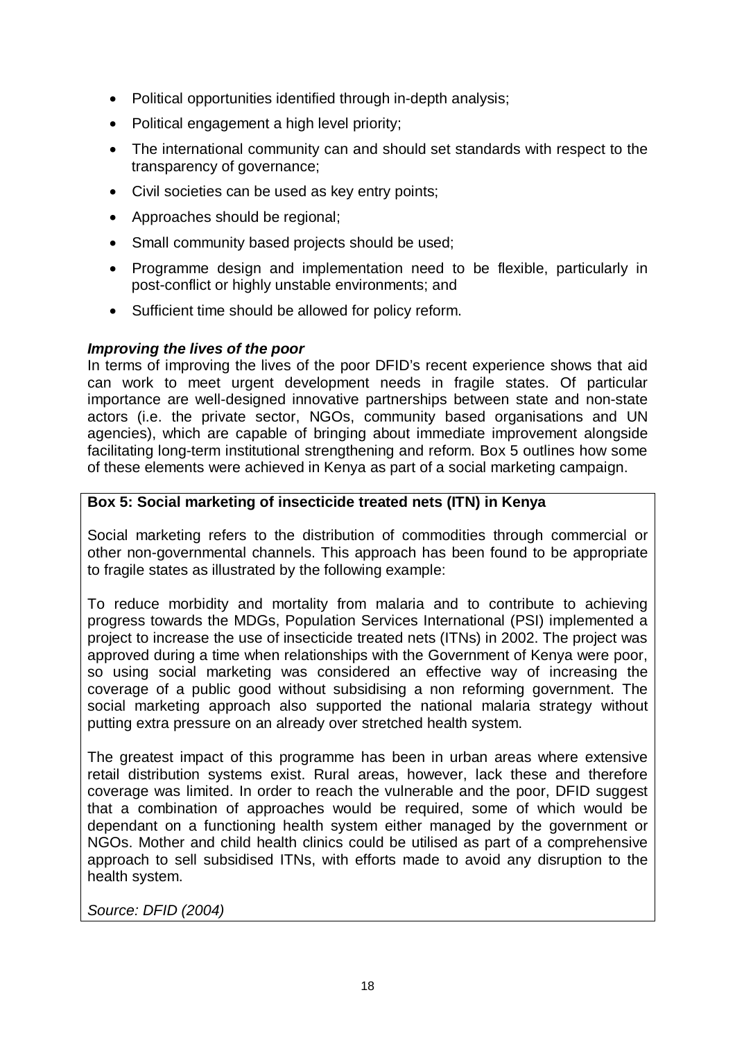- Political opportunities identified through in-depth analysis;
- Political engagement a high level priority;
- The international community can and should set standards with respect to the transparency of governance;
- Civil societies can be used as key entry points;
- Approaches should be regional;
- Small community based projects should be used;
- Programme design and implementation need to be flexible, particularly in post-conflict or highly unstable environments; and
- Sufficient time should be allowed for policy reform.

***Improving the lives of the poor***

In terms of improving the lives of the poor DFID's recent experience shows that aid can work to meet urgent development needs in fragile states. Of particular importance are well-designed innovative partnerships between state and non-state actors (i.e. the private sector, NGOs, community based organisations and UN agencies), which are capable of bringing about immediate improvement alongside facilitating long-term institutional strengthening and reform. Box 5 outlines how some of these elements were achieved in Kenya as part of a social marketing campaign.

**Box 5: Social marketing of insecticide treated nets (ITN) in Kenya**

Social marketing refers to the distribution of commodities through commercial or other non-governmental channels. This approach has been found to be appropriate to fragile states as illustrated by the following example:

To reduce morbidity and mortality from malaria and to contribute to achieving progress towards the MDGs, Population Services International (PSI) implemented a project to increase the use of insecticide treated nets (ITNs) in 2002. The project was approved during a time when relationships with the Government of Kenya were poor, so using social marketing was considered an effective way of increasing the coverage of a public good without subsidising a non reforming government. The social marketing approach also supported the national malaria strategy without putting extra pressure on an already over stretched health system.

The greatest impact of this programme has been in urban areas where extensive retail distribution systems exist. Rural areas, however, lack these and therefore coverage was limited. In order to reach the vulnerable and the poor, DFID suggest that a combination of approaches would be required, some of which would be dependant on a functioning health system either managed by the government or NGOs. Mother and child health clinics could be utilised as part of a comprehensive approach to sell subsidised ITNs, with efforts made to avoid any disruption to the health system.

*Source: DFID (2004)*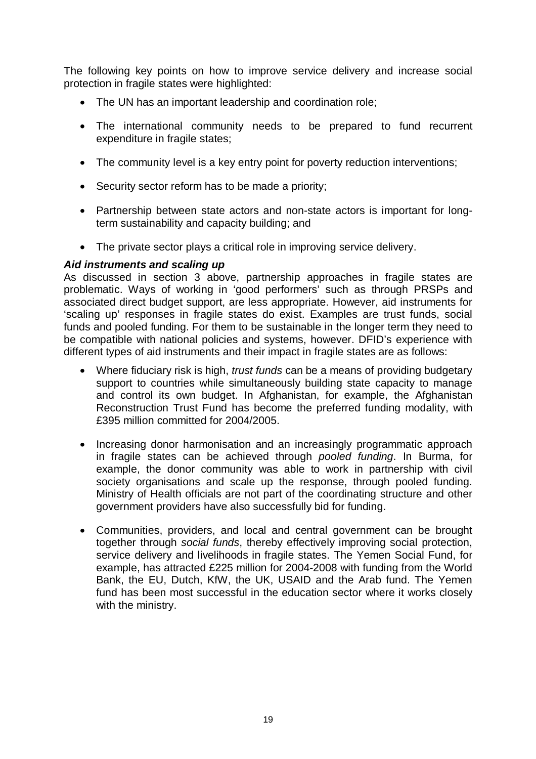The following key points on how to improve service delivery and increase social protection in fragile states were highlighted:

- The UN has an important leadership and coordination role;
- The international community needs to be prepared to fund recurrent expenditure in fragile states;
- The community level is a key entry point for poverty reduction interventions;
- Security sector reform has to be made a priority;
- Partnership between state actors and non-state actors is important for long-term sustainability and capacity building; and
- The private sector plays a critical role in improving service delivery.

***Aid instruments and scaling up***

As discussed in section 3 above, partnership approaches in fragile states are problematic. Ways of working in 'good performers' such as through PRSPs and associated direct budget support, are less appropriate. However, aid instruments for 'scaling up' responses in fragile states do exist. Examples are trust funds, social funds and pooled funding. For them to be sustainable in the longer term they need to be compatible with national policies and systems, however. DFID's experience with different types of aid instruments and their impact in fragile states are as follows:

- Where fiduciary risk is high, *trust funds* can be a means of providing budgetary support to countries while simultaneously building state capacity to manage and control its own budget. In Afghanistan, for example, the Afghanistan Reconstruction Trust Fund has become the preferred funding modality, with £395 million committed for 2004/2005.
- Increasing donor harmonisation and an increasingly programmatic approach in fragile states can be achieved through *pooled funding*. In Burma, for example, the donor community was able to work in partnership with civil society organisations and scale up the response, through pooled funding. Ministry of Health officials are not part of the coordinating structure and other government providers have also successfully bid for funding.
- Communities, providers, and local and central government can be brought together through *social funds*, thereby effectively improving social protection, service delivery and livelihoods in fragile states. The Yemen Social Fund, for example, has attracted £225 million for 2004-2008 with funding from the World Bank, the EU, Dutch, KfW, the UK, USAID and the Arab fund. The Yemen fund has been most successful in the education sector where it works closely with the ministry.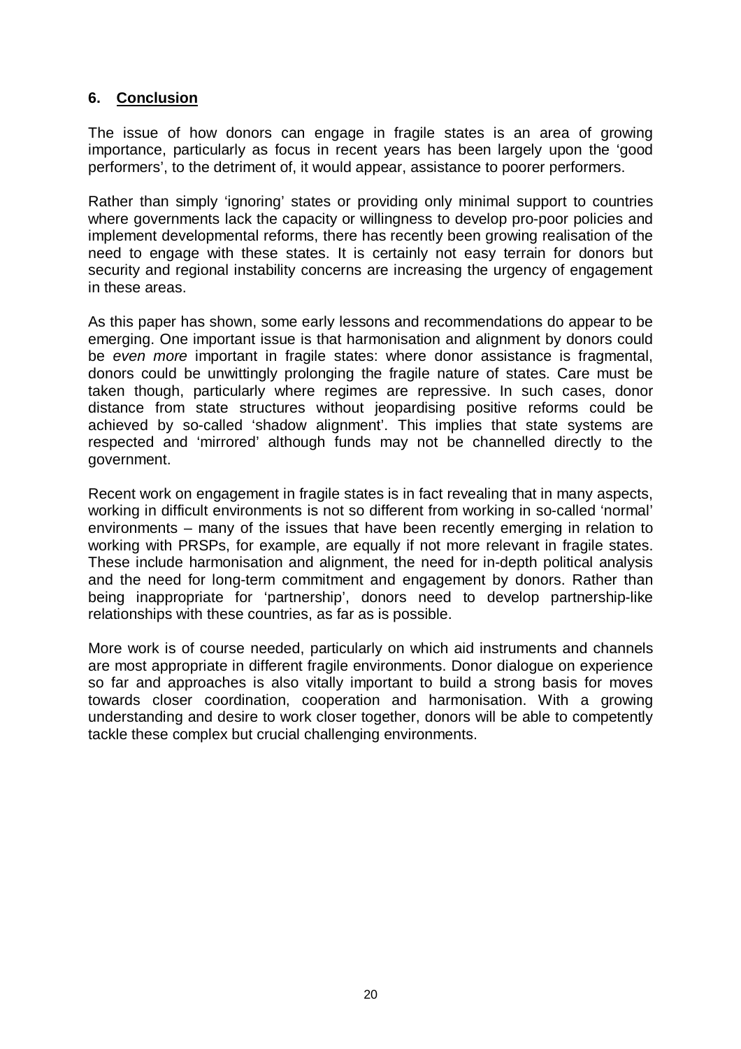## 6. Conclusion

The issue of how donors can engage in fragile states is an area of growing importance, particularly as focus in recent years has been largely upon the 'good performers', to the detriment of, it would appear, assistance to poorer performers.

Rather than simply 'ignoring' states or providing only minimal support to countries where governments lack the capacity or willingness to develop pro-poor policies and implement developmental reforms, there has recently been growing realisation of the need to engage with these states. It is certainly not easy terrain for donors but security and regional instability concerns are increasing the urgency of engagement in these areas.

As this paper has shown, some early lessons and recommendations do appear to be emerging. One important issue is that harmonisation and alignment by donors could be *even more* important in fragile states: where donor assistance is fragmental, donors could be unwittingly prolonging the fragile nature of states. Care must be taken though, particularly where regimes are repressive. In such cases, donor distance from state structures without jeopardising positive reforms could be achieved by so-called 'shadow alignment'. This implies that state systems are respected and 'mirrored' although funds may not be channelled directly to the government.

Recent work on engagement in fragile states is in fact revealing that in many aspects, working in difficult environments is not so different from working in so-called 'normal' environments – many of the issues that have been recently emerging in relation to working with PRSPs, for example, are equally if not more relevant in fragile states. These include harmonisation and alignment, the need for in-depth political analysis and the need for long-term commitment and engagement by donors. Rather than being inappropriate for 'partnership', donors need to develop partnership-like relationships with these countries, as far as is possible.

More work is of course needed, particularly on which aid instruments and channels are most appropriate in different fragile environments. Donor dialogue on experience so far and approaches is also vitally important to build a strong basis for moves towards closer coordination, cooperation and harmonisation. With a growing understanding and desire to work closer together, donors will be able to competently tackle these complex but crucial challenging environments.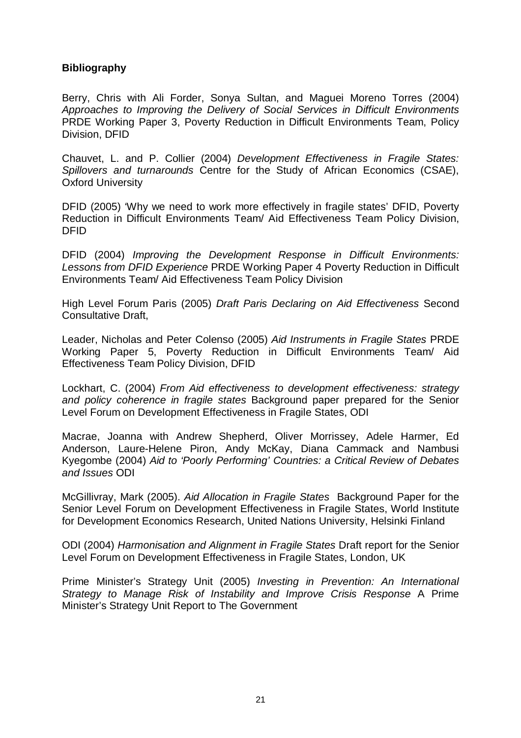**Bibliography**

Berry, Chris with Ali Forder, Sonya Sultan, and Maguei Moreno Torres (2004) *Approaches to Improving the Delivery of Social Services in Difficult Environments* PRDE Working Paper 3, Poverty Reduction in Difficult Environments Team, Policy Division, DFID

Chauvet, L. and P. Collier (2004) *Development Effectiveness in Fragile States: Spillovers and turnarounds* Centre for the Study of African Economics (CSAE), Oxford University

DFID (2005) 'Why we need to work more effectively in fragile states' DFID, Poverty Reduction in Difficult Environments Team/ Aid Effectiveness Team Policy Division, DFID

DFID (2004) *Improving the Development Response in Difficult Environments: Lessons from DFID Experience* PRDE Working Paper 4 Poverty Reduction in Difficult Environments Team/ Aid Effectiveness Team Policy Division

High Level Forum Paris (2005) *Draft Paris Declaring on Aid Effectiveness* Second Consultative Draft,

Leader, Nicholas and Peter Colenso (2005) *Aid Instruments in Fragile States* PRDE Working Paper 5, Poverty Reduction in Difficult Environments Team/ Aid Effectiveness Team Policy Division, DFID

Lockhart, C. (2004) *From Aid effectiveness to development effectiveness: strategy and policy coherence in fragile states* Background paper prepared for the Senior Level Forum on Development Effectiveness in Fragile States, ODI

Macrae, Joanna with Andrew Shepherd, Oliver Morrissey, Adele Harmer, Ed Anderson, Laure-Helene Piron, Andy McKay, Diana Cammack and Nambusi Kyegombe (2004) *Aid to 'Poorly Performing' Countries: a Critical Review of Debates and Issues* ODI

McGillivray, Mark (2005). *Aid Allocation in Fragile States* Background Paper for the Senior Level Forum on Development Effectiveness in Fragile States, World Institute for Development Economics Research, United Nations University, Helsinki Finland

ODI (2004) *Harmonisation and Alignment in Fragile States* Draft report for the Senior Level Forum on Development Effectiveness in Fragile States, London, UK

Prime Minister's Strategy Unit (2005) *Investing in Prevention: An International Strategy to Manage Risk of Instability and Improve Crisis Response* A Prime Minister's Strategy Unit Report to The Government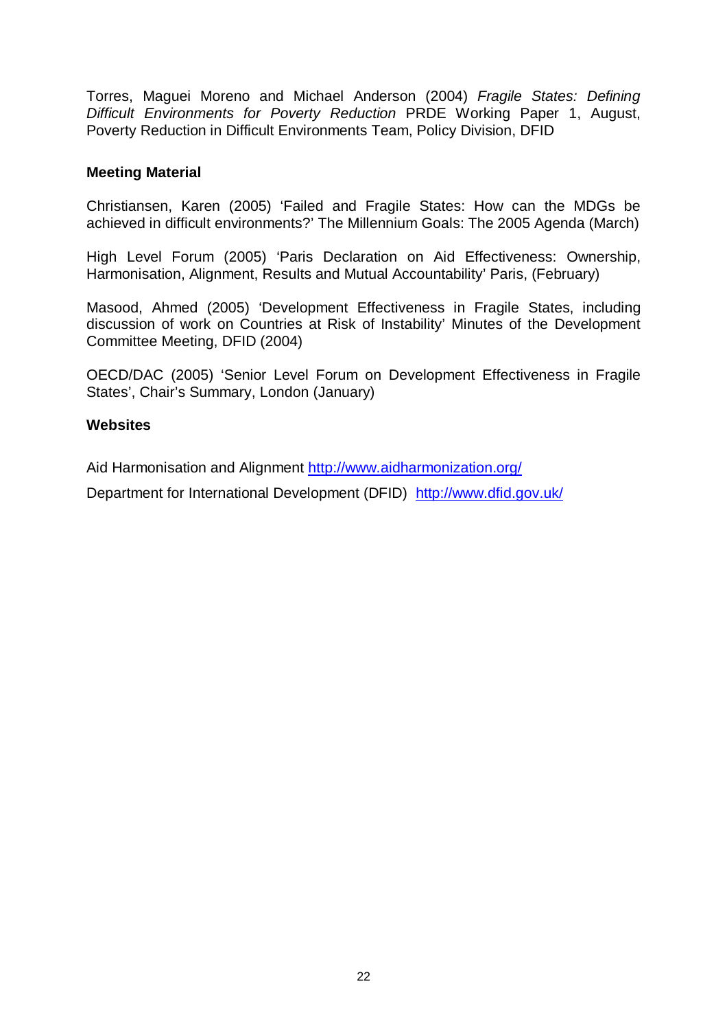Torres, Maguei Moreno and Michael Anderson (2004) *Fragile States: Defining Difficult Environments for Poverty Reduction* PRDE Working Paper 1, August, Poverty Reduction in Difficult Environments Team, Policy Division, DFID

**Meeting Material**

Christiansen, Karen (2005) 'Failed and Fragile States: How can the MDGs be achieved in difficult environments?' The Millennium Goals: The 2005 Agenda (March)

High Level Forum (2005) 'Paris Declaration on Aid Effectiveness: Ownership, Harmonisation, Alignment, Results and Mutual Accountability' Paris, (February)

Masood, Ahmed (2005) 'Development Effectiveness in Fragile States, including discussion of work on Countries at Risk of Instability' Minutes of the Development Committee Meeting, DFID (2004)

OECD/DAC (2005) 'Senior Level Forum on Development Effectiveness in Fragile States', Chair's Summary, London (January)

**Websites**

Aid Harmonisation and Alignment http://www.aidharmonization.org/

Department for International Development (DFID) http://www.dfid.gov.uk/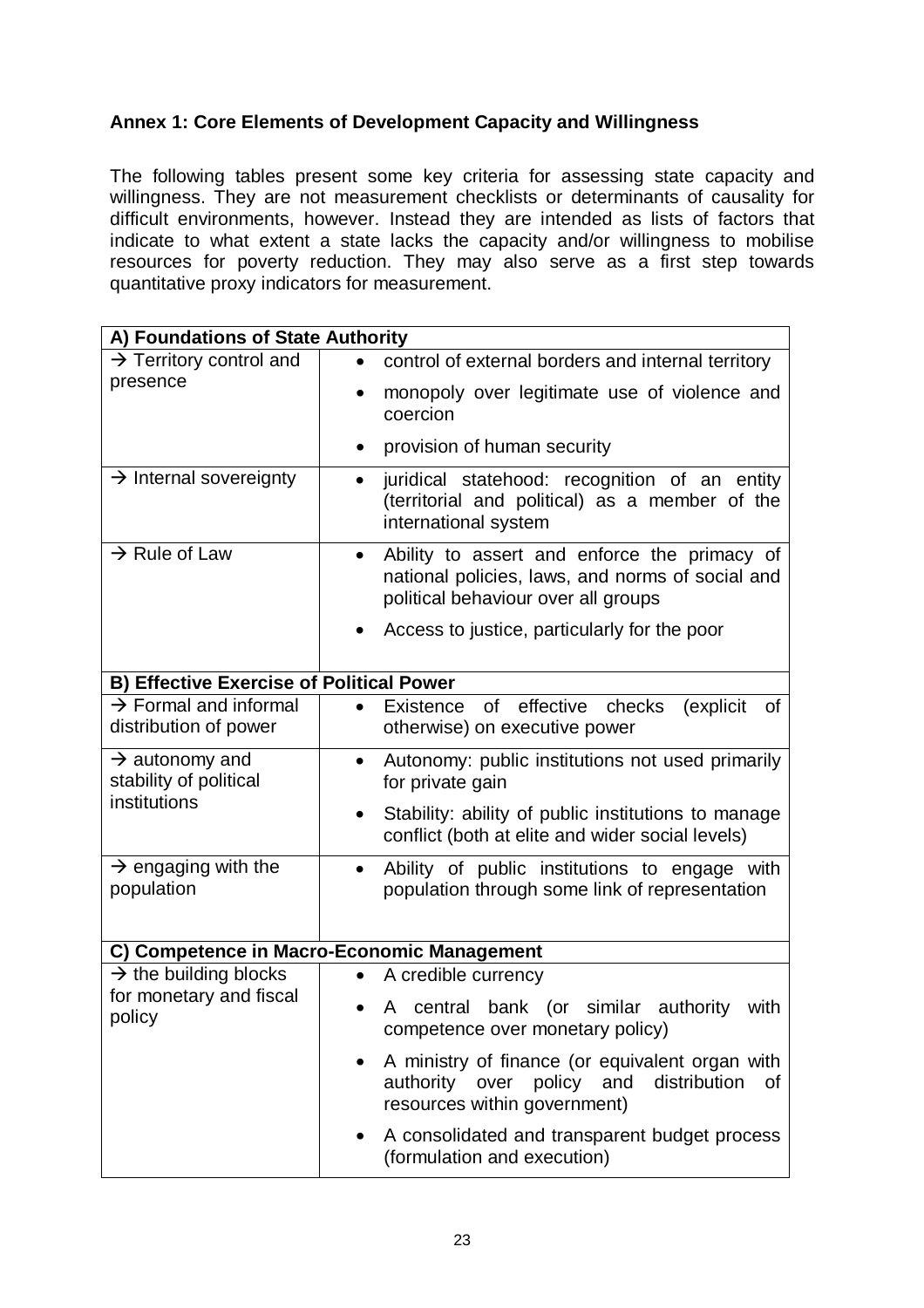**Annex 1: Core Elements of Development Capacity and Willingness**

The following tables present some key criteria for assessing state capacity and willingness. They are not measurement checklists or determinants of causality for difficult environments, however. Instead they are intended as lists of factors that indicate to what extent a state lacks the capacity and/or willingness to mobilise resources for poverty reduction. They may also serve as a first step towards quantitative proxy indicators for measurement.

| **A) Foundations of State Authority** | |
|---|---|
| → Territory control and presence | • control of external borders and internal territory<br>• monopoly over legitimate use of violence and coercion<br>• provision of human security |
| → Internal sovereignty | • juridical statehood: recognition of an entity (territorial and political) as a member of the international system |
| → Rule of Law | • Ability to assert and enforce the primacy of national policies, laws, and norms of social and political behaviour over all groups<br>• Access to justice, particularly for the poor |
| **B) Effective Exercise of Political Power** | |
| → Formal and informal distribution of power | • Existence of effective checks (explicit of otherwise) on executive power |
| → autonomy and stability of political institutions | • Autonomy: public institutions not used primarily for private gain<br>• Stability: ability of public institutions to manage conflict (both at elite and wider social levels) |
| → engaging with the population | • Ability of public institutions to engage with population through some link of representation |
| **C) Competence in Macro-Economic Management** | |
| → the building blocks for monetary and fiscal policy | • A credible currency<br>• A central bank (or similar authority with competence over monetary policy)<br>• A ministry of finance (or equivalent organ with authority over policy and distribution of resources within government)<br>• A consolidated and transparent budget process (formulation and execution) |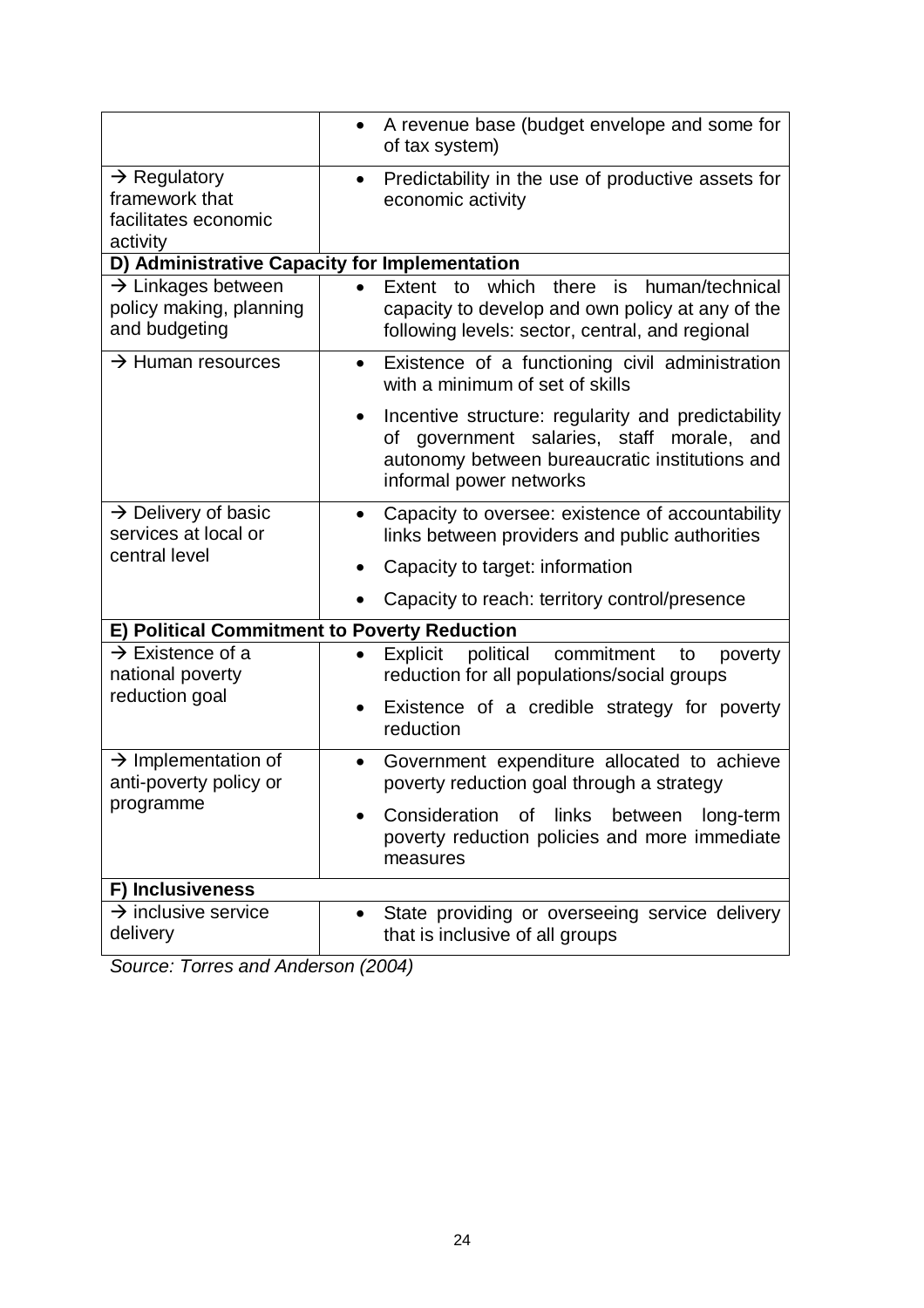| | |
|---|---|
| | • A revenue base (budget envelope and some for of tax system) |
| → Regulatory framework that facilitates economic activity | • Predictability in the use of productive assets for economic activity |
| **D) Administrative Capacity for Implementation** | |
| → Linkages between policy making, planning and budgeting | • Extent to which there is human/technical capacity to develop and own policy at any of the following levels: sector, central, and regional |
| → Human resources | • Existence of a functioning civil administration with a minimum of set of skills<br>• Incentive structure: regularity and predictability of government salaries, staff morale, and autonomy between bureaucratic institutions and informal power networks |
| → Delivery of basic services at local or central level | • Capacity to oversee: existence of accountability links between providers and public authorities<br>• Capacity to target: information<br>• Capacity to reach: territory control/presence |
| **E) Political Commitment to Poverty Reduction** | |
| → Existence of a national poverty reduction goal | • Explicit political commitment to poverty reduction for all populations/social groups<br>• Existence of a credible strategy for poverty reduction |
| → Implementation of anti-poverty policy or programme | • Government expenditure allocated to achieve poverty reduction goal through a strategy<br>• Consideration of links between long-term poverty reduction policies and more immediate measures |
| **F) Inclusiveness** | |
| → inclusive service delivery | • State providing or overseeing service delivery that is inclusive of all groups |

*Source: Torres and Anderson (2004)*